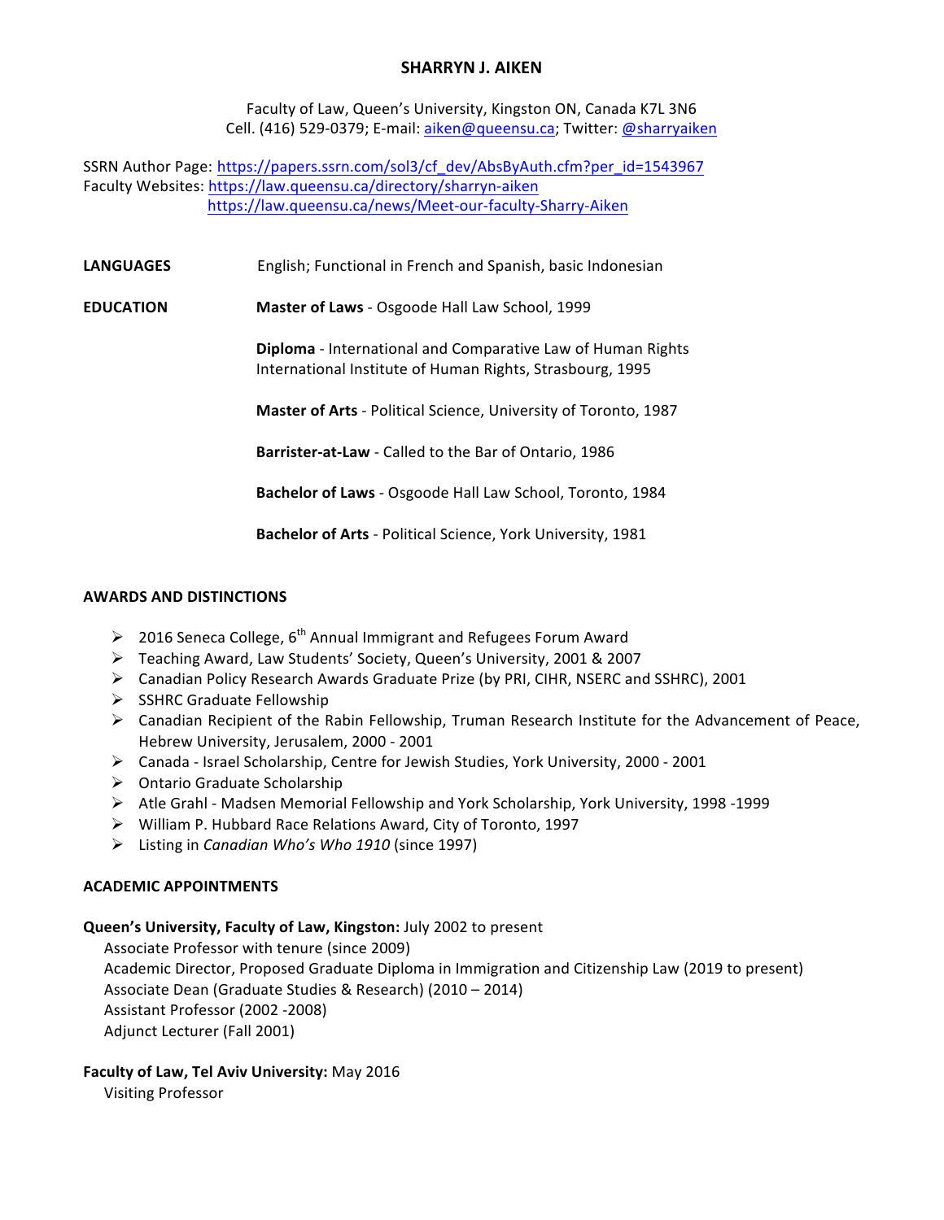# SHARRYN J. AIKEN

Faculty of Law, Queen's University, Kingston ON, Canada K7L 3N6
Cell. (416) 529-0379; E-mail: aiken@queensu.ca; Twitter: @sharryaiken

SSRN Author Page: https://papers.ssrn.com/sol3/cf_dev/AbsByAuth.cfm?per_id=1543967
Faculty Websites: https://law.queensu.ca/directory/sharryn-aiken
https://law.queensu.ca/news/Meet-our-faculty-Sharry-Aiken

**LANGUAGES** English; Functional in French and Spanish, basic Indonesian

**EDUCATION**

**Master of Laws** - Osgoode Hall Law School, 1999

**Diploma** - International and Comparative Law of Human Rights
International Institute of Human Rights, Strasbourg, 1995

**Master of Arts** - Political Science, University of Toronto, 1987

**Barrister-at-Law** - Called to the Bar of Ontario, 1986

**Bachelor of Laws** - Osgoode Hall Law School, Toronto, 1984

**Bachelor of Arts** - Political Science, York University, 1981

## AWARDS AND DISTINCTIONS

- 2016 Seneca College, 6th Annual Immigrant and Refugees Forum Award
- Teaching Award, Law Students' Society, Queen's University, 2001 & 2007
- Canadian Policy Research Awards Graduate Prize (by PRI, CIHR, NSERC and SSHRC), 2001
- SSHRC Graduate Fellowship
- Canadian Recipient of the Rabin Fellowship, Truman Research Institute for the Advancement of Peace, Hebrew University, Jerusalem, 2000 - 2001
- Canada - Israel Scholarship, Centre for Jewish Studies, York University, 2000 - 2001
- Ontario Graduate Scholarship
- Atle Grahl - Madsen Memorial Fellowship and York Scholarship, York University, 1998 -1999
- William P. Hubbard Race Relations Award, City of Toronto, 1997
- Listing in *Canadian Who's Who 1910* (since 1997)

## ACADEMIC APPOINTMENTS

**Queen's University, Faculty of Law, Kingston:** July 2002 to present
Associate Professor with tenure (since 2009)
Academic Director, Proposed Graduate Diploma in Immigration and Citizenship Law (2019 to present)
Associate Dean (Graduate Studies & Research) (2010 – 2014)
Assistant Professor (2002 -2008)
Adjunct Lecturer (Fall 2001)

**Faculty of Law, Tel Aviv University:** May 2016
Visiting Professor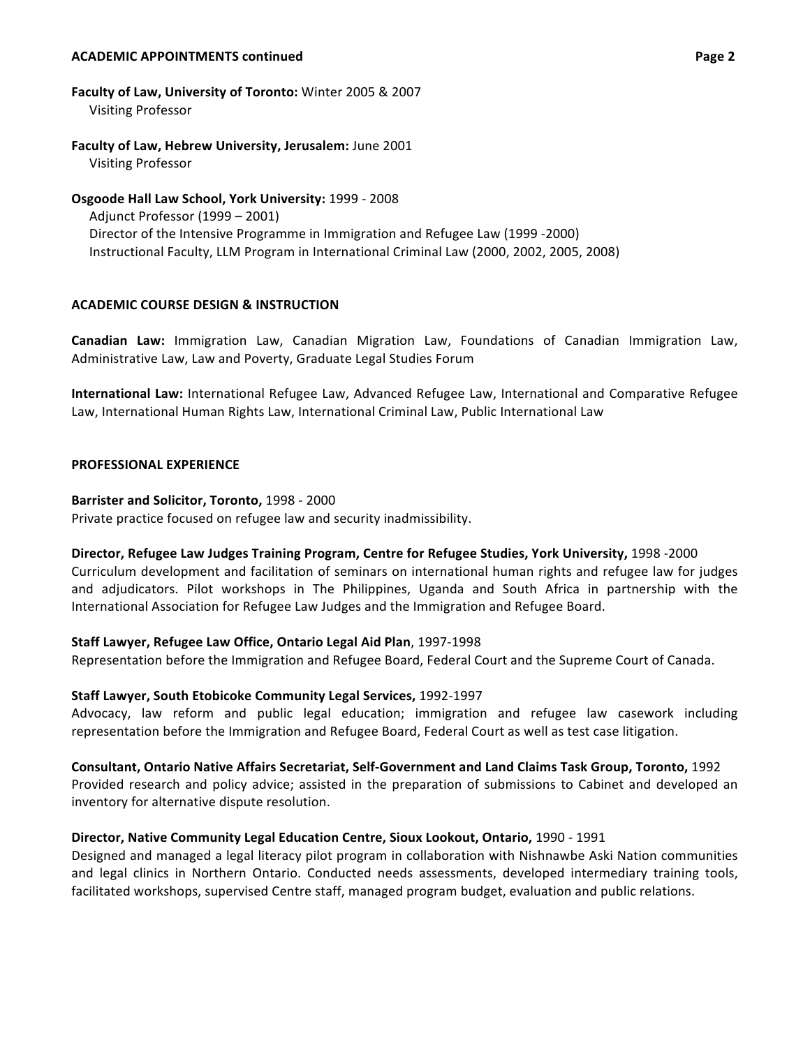## ACADEMIC APPOINTMENTS continued

**Faculty of Law, University of Toronto:** Winter 2005 & 2007
Visiting Professor

**Faculty of Law, Hebrew University, Jerusalem:** June 2001
Visiting Professor

**Osgoode Hall Law School, York University:** 1999 - 2008
Adjunct Professor (1999 – 2001)
Director of the Intensive Programme in Immigration and Refugee Law (1999 -2000)
Instructional Faculty, LLM Program in International Criminal Law (2000, 2002, 2005, 2008)

## ACADEMIC COURSE DESIGN & INSTRUCTION

**Canadian Law:** Immigration Law, Canadian Migration Law, Foundations of Canadian Immigration Law, Administrative Law, Law and Poverty, Graduate Legal Studies Forum

**International Law:** International Refugee Law, Advanced Refugee Law, International and Comparative Refugee Law, International Human Rights Law, International Criminal Law, Public International Law

## PROFESSIONAL EXPERIENCE

**Barrister and Solicitor, Toronto,** 1998 - 2000
Private practice focused on refugee law and security inadmissibility.

**Director, Refugee Law Judges Training Program, Centre for Refugee Studies, York University,** 1998 -2000
Curriculum development and facilitation of seminars on international human rights and refugee law for judges and adjudicators. Pilot workshops in The Philippines, Uganda and South Africa in partnership with the International Association for Refugee Law Judges and the Immigration and Refugee Board.

**Staff Lawyer, Refugee Law Office, Ontario Legal Aid Plan**, 1997-1998
Representation before the Immigration and Refugee Board, Federal Court and the Supreme Court of Canada.

**Staff Lawyer, South Etobicoke Community Legal Services,** 1992-1997
Advocacy, law reform and public legal education; immigration and refugee law casework including representation before the Immigration and Refugee Board, Federal Court as well as test case litigation.

**Consultant, Ontario Native Affairs Secretariat, Self-Government and Land Claims Task Group, Toronto,** 1992
Provided research and policy advice; assisted in the preparation of submissions to Cabinet and developed an inventory for alternative dispute resolution.

**Director, Native Community Legal Education Centre, Sioux Lookout, Ontario,** 1990 - 1991
Designed and managed a legal literacy pilot program in collaboration with Nishnawbe Aski Nation communities and legal clinics in Northern Ontario. Conducted needs assessments, developed intermediary training tools, facilitated workshops, supervised Centre staff, managed program budget, evaluation and public relations.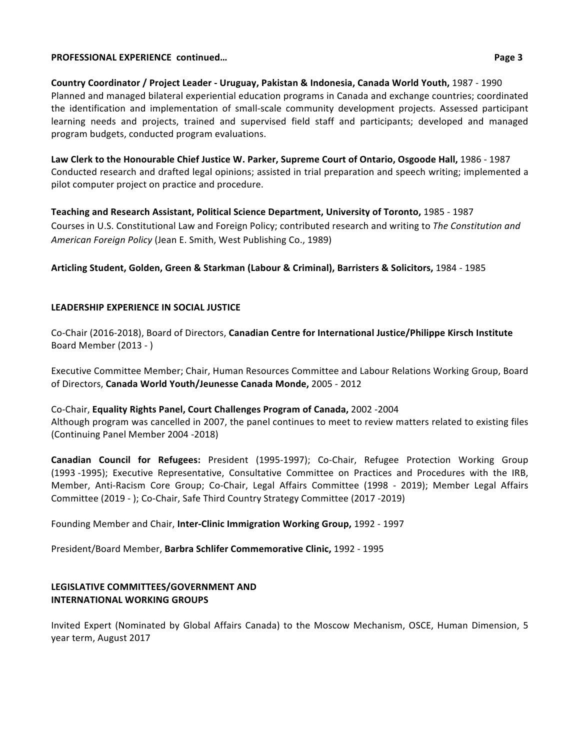## PROFESSIONAL EXPERIENCE continued…

**Country Coordinator / Project Leader - Uruguay, Pakistan & Indonesia, Canada World Youth,** 1987 - 1990
Planned and managed bilateral experiential education programs in Canada and exchange countries; coordinated the identification and implementation of small-scale community development projects. Assessed participant learning needs and projects, trained and supervised field staff and participants; developed and managed program budgets, conducted program evaluations.

**Law Clerk to the Honourable Chief Justice W. Parker, Supreme Court of Ontario, Osgoode Hall,** 1986 - 1987
Conducted research and drafted legal opinions; assisted in trial preparation and speech writing; implemented a pilot computer project on practice and procedure.

**Teaching and Research Assistant, Political Science Department, University of Toronto,** 1985 - 1987
Courses in U.S. Constitutional Law and Foreign Policy; contributed research and writing to *The Constitution and American Foreign Policy* (Jean E. Smith, West Publishing Co., 1989)

**Articling Student, Golden, Green & Starkman (Labour & Criminal), Barristers & Solicitors,** 1984 - 1985

## LEADERSHIP EXPERIENCE IN SOCIAL JUSTICE

Co-Chair (2016-2018), Board of Directors, **Canadian Centre for International Justice/Philippe Kirsch Institute**
Board Member (2013 - )

Executive Committee Member; Chair, Human Resources Committee and Labour Relations Working Group, Board of Directors, **Canada World Youth/Jeunesse Canada Monde,** 2005 - 2012

Co-Chair, **Equality Rights Panel, Court Challenges Program of Canada,** 2002 -2004
Although program was cancelled in 2007, the panel continues to meet to review matters related to existing files (Continuing Panel Member 2004 -2018)

**Canadian Council for Refugees:** President (1995-1997); Co-Chair, Refugee Protection Working Group (1993 -1995); Executive Representative, Consultative Committee on Practices and Procedures with the IRB, Member, Anti-Racism Core Group; Co-Chair, Legal Affairs Committee (1998 - 2019); Member Legal Affairs Committee (2019 - ); Co-Chair, Safe Third Country Strategy Committee (2017 -2019)

Founding Member and Chair, **Inter-Clinic Immigration Working Group,** 1992 - 1997

President/Board Member, **Barbra Schlifer Commemorative Clinic,** 1992 - 1995

## LEGISLATIVE COMMITTEES/GOVERNMENT AND INTERNATIONAL WORKING GROUPS

Invited Expert (Nominated by Global Affairs Canada) to the Moscow Mechanism, OSCE, Human Dimension, 5 year term, August 2017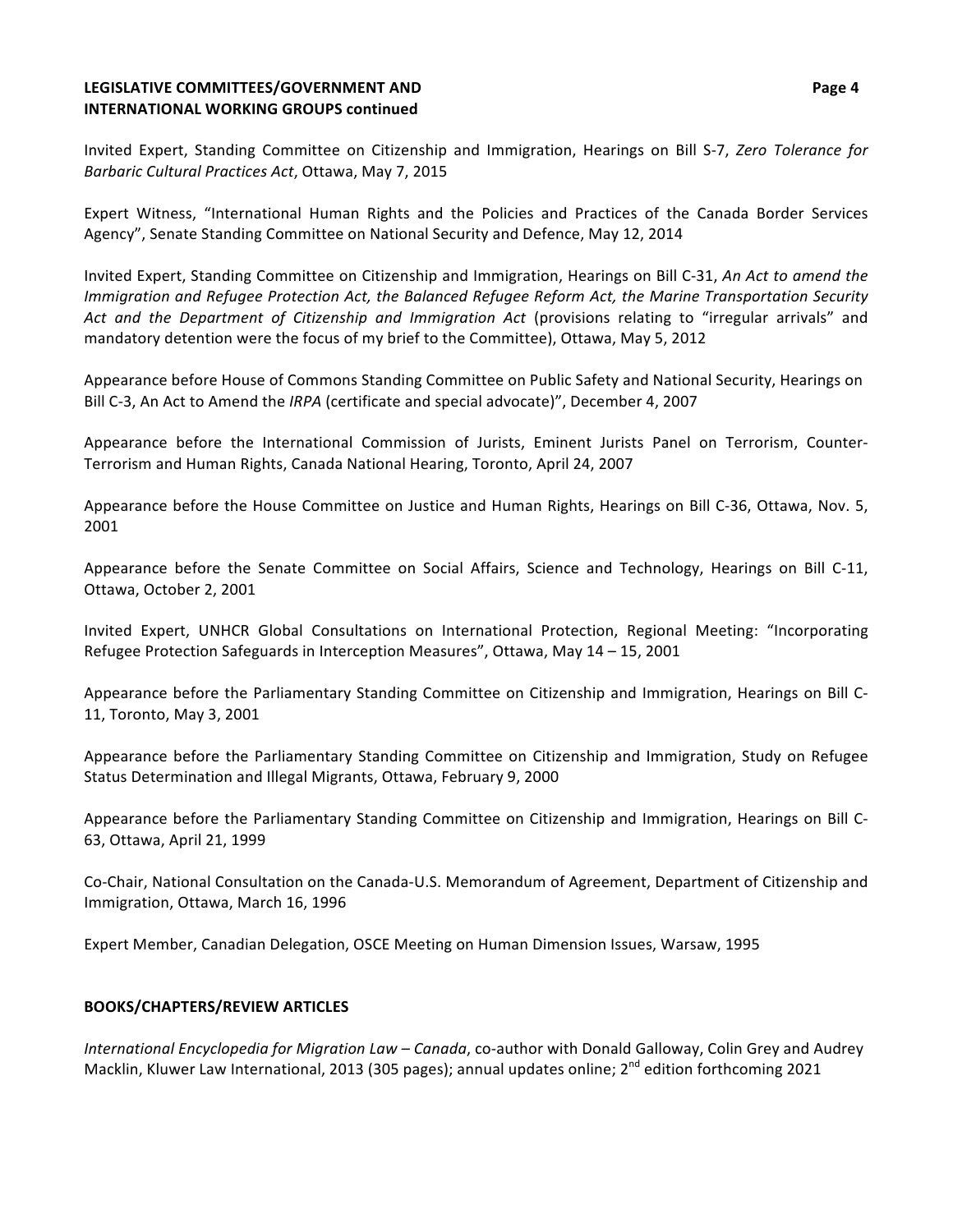**LEGISLATIVE COMMITTEES/GOVERNMENT AND INTERNATIONAL WORKING GROUPS continued**

Invited Expert, Standing Committee on Citizenship and Immigration, Hearings on Bill S-7, *Zero Tolerance for Barbaric Cultural Practices Act*, Ottawa, May 7, 2015

Expert Witness, "International Human Rights and the Policies and Practices of the Canada Border Services Agency", Senate Standing Committee on National Security and Defence, May 12, 2014

Invited Expert, Standing Committee on Citizenship and Immigration, Hearings on Bill C-31, *An Act to amend the Immigration and Refugee Protection Act, the Balanced Refugee Reform Act, the Marine Transportation Security Act and the Department of Citizenship and Immigration Act* (provisions relating to "irregular arrivals" and mandatory detention were the focus of my brief to the Committee), Ottawa, May 5, 2012

Appearance before House of Commons Standing Committee on Public Safety and National Security, Hearings on Bill C-3, An Act to Amend the *IRPA* (certificate and special advocate)", December 4, 2007

Appearance before the International Commission of Jurists, Eminent Jurists Panel on Terrorism, Counter-Terrorism and Human Rights, Canada National Hearing, Toronto, April 24, 2007

Appearance before the House Committee on Justice and Human Rights, Hearings on Bill C-36, Ottawa, Nov. 5, 2001

Appearance before the Senate Committee on Social Affairs, Science and Technology, Hearings on Bill C-11, Ottawa, October 2, 2001

Invited Expert, UNHCR Global Consultations on International Protection, Regional Meeting: "Incorporating Refugee Protection Safeguards in Interception Measures", Ottawa, May 14 – 15, 2001

Appearance before the Parliamentary Standing Committee on Citizenship and Immigration, Hearings on Bill C-11, Toronto, May 3, 2001

Appearance before the Parliamentary Standing Committee on Citizenship and Immigration, Study on Refugee Status Determination and Illegal Migrants, Ottawa, February 9, 2000

Appearance before the Parliamentary Standing Committee on Citizenship and Immigration, Hearings on Bill C-63, Ottawa, April 21, 1999

Co-Chair, National Consultation on the Canada-U.S. Memorandum of Agreement, Department of Citizenship and Immigration, Ottawa, March 16, 1996

Expert Member, Canadian Delegation, OSCE Meeting on Human Dimension Issues, Warsaw, 1995

**BOOKS/CHAPTERS/REVIEW ARTICLES**

*International Encyclopedia for Migration Law – Canada*, co-author with Donald Galloway, Colin Grey and Audrey Macklin, Kluwer Law International, 2013 (305 pages); annual updates online; 2nd edition forthcoming 2021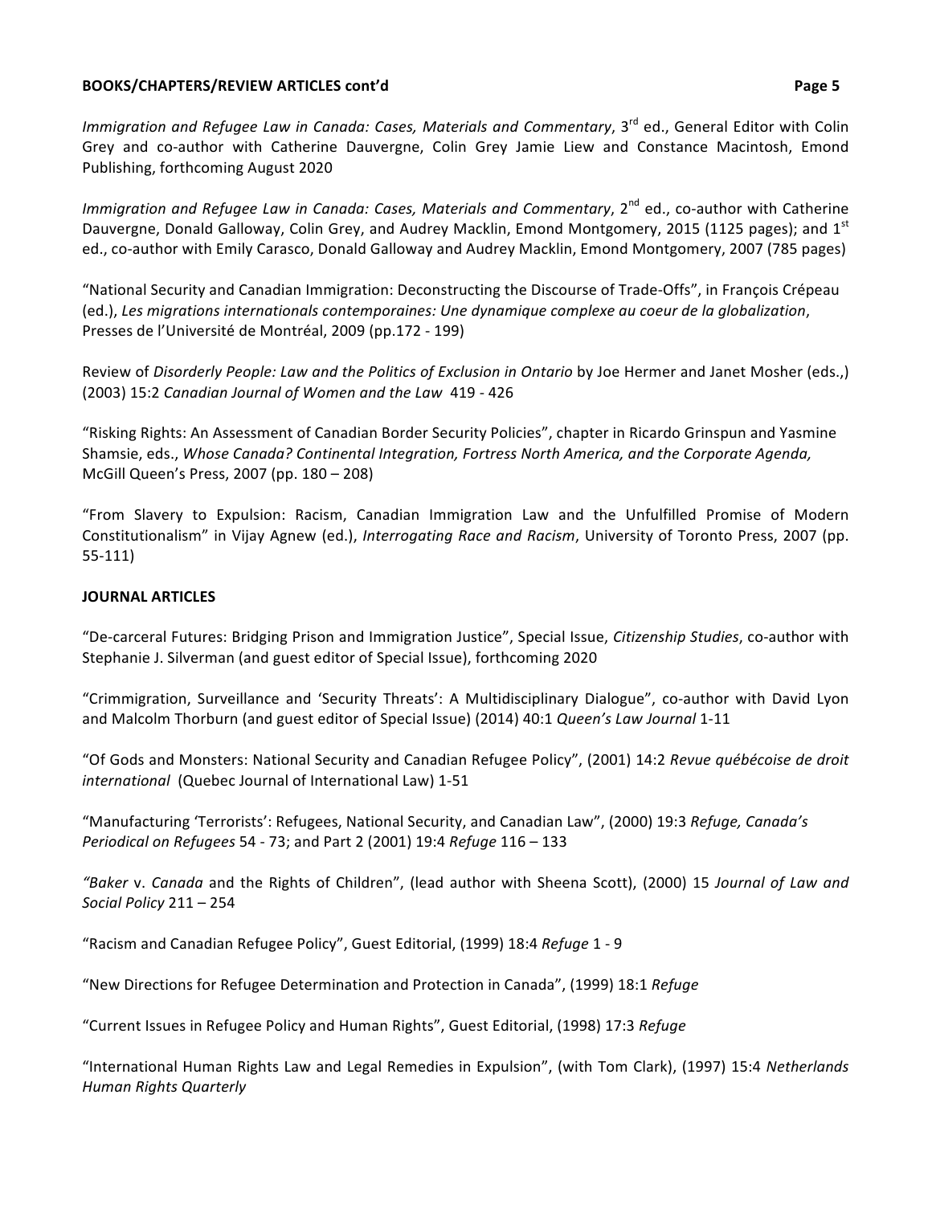## BOOKS/CHAPTERS/REVIEW ARTICLES cont'd

*Immigration and Refugee Law in Canada: Cases, Materials and Commentary*, 3rd ed., General Editor with Colin Grey and co-author with Catherine Dauvergne, Colin Grey Jamie Liew and Constance Macintosh, Emond Publishing, forthcoming August 2020

*Immigration and Refugee Law in Canada: Cases, Materials and Commentary*, 2nd ed., co-author with Catherine Dauvergne, Donald Galloway, Colin Grey, and Audrey Macklin, Emond Montgomery, 2015 (1125 pages); and 1st ed., co-author with Emily Carasco, Donald Galloway and Audrey Macklin, Emond Montgomery, 2007 (785 pages)

"National Security and Canadian Immigration: Deconstructing the Discourse of Trade-Offs", in François Crépeau (ed.), *Les migrations internationals contemporaines: Une dynamique complexe au coeur de la globalization*, Presses de l'Université de Montréal, 2009 (pp.172 - 199)

Review of *Disorderly People: Law and the Politics of Exclusion in Ontario* by Joe Hermer and Janet Mosher (eds.,) (2003) 15:2 *Canadian Journal of Women and the Law* 419 - 426

"Risking Rights: An Assessment of Canadian Border Security Policies", chapter in Ricardo Grinspun and Yasmine Shamsie, eds., *Whose Canada? Continental Integration, Fortress North America, and the Corporate Agenda,* McGill Queen's Press, 2007 (pp. 180 – 208)

"From Slavery to Expulsion: Racism, Canadian Immigration Law and the Unfulfilled Promise of Modern Constitutionalism" in Vijay Agnew (ed.), *Interrogating Race and Racism*, University of Toronto Press, 2007 (pp. 55-111)

## JOURNAL ARTICLES

"De-carceral Futures: Bridging Prison and Immigration Justice", Special Issue, *Citizenship Studies*, co-author with Stephanie J. Silverman (and guest editor of Special Issue), forthcoming 2020

"Crimmigration, Surveillance and 'Security Threats': A Multidisciplinary Dialogue", co-author with David Lyon and Malcolm Thorburn (and guest editor of Special Issue) (2014) 40:1 *Queen's Law Journal* 1-11

"Of Gods and Monsters: National Security and Canadian Refugee Policy", (2001) 14:2 *Revue québécoise de droit international* (Quebec Journal of International Law) 1-51

"Manufacturing 'Terrorists': Refugees, National Security, and Canadian Law", (2000) 19:3 *Refuge, Canada's Periodical on Refugees* 54 - 73; and Part 2 (2001) 19:4 *Refuge* 116 – 133

*"Baker* v. *Canada* and the Rights of Children", (lead author with Sheena Scott), (2000) 15 *Journal of Law and Social Policy* 211 – 254

"Racism and Canadian Refugee Policy", Guest Editorial, (1999) 18:4 *Refuge* 1 - 9

"New Directions for Refugee Determination and Protection in Canada", (1999) 18:1 *Refuge*

"Current Issues in Refugee Policy and Human Rights", Guest Editorial, (1998) 17:3 *Refuge*

"International Human Rights Law and Legal Remedies in Expulsion", (with Tom Clark), (1997) 15:4 *Netherlands Human Rights Quarterly*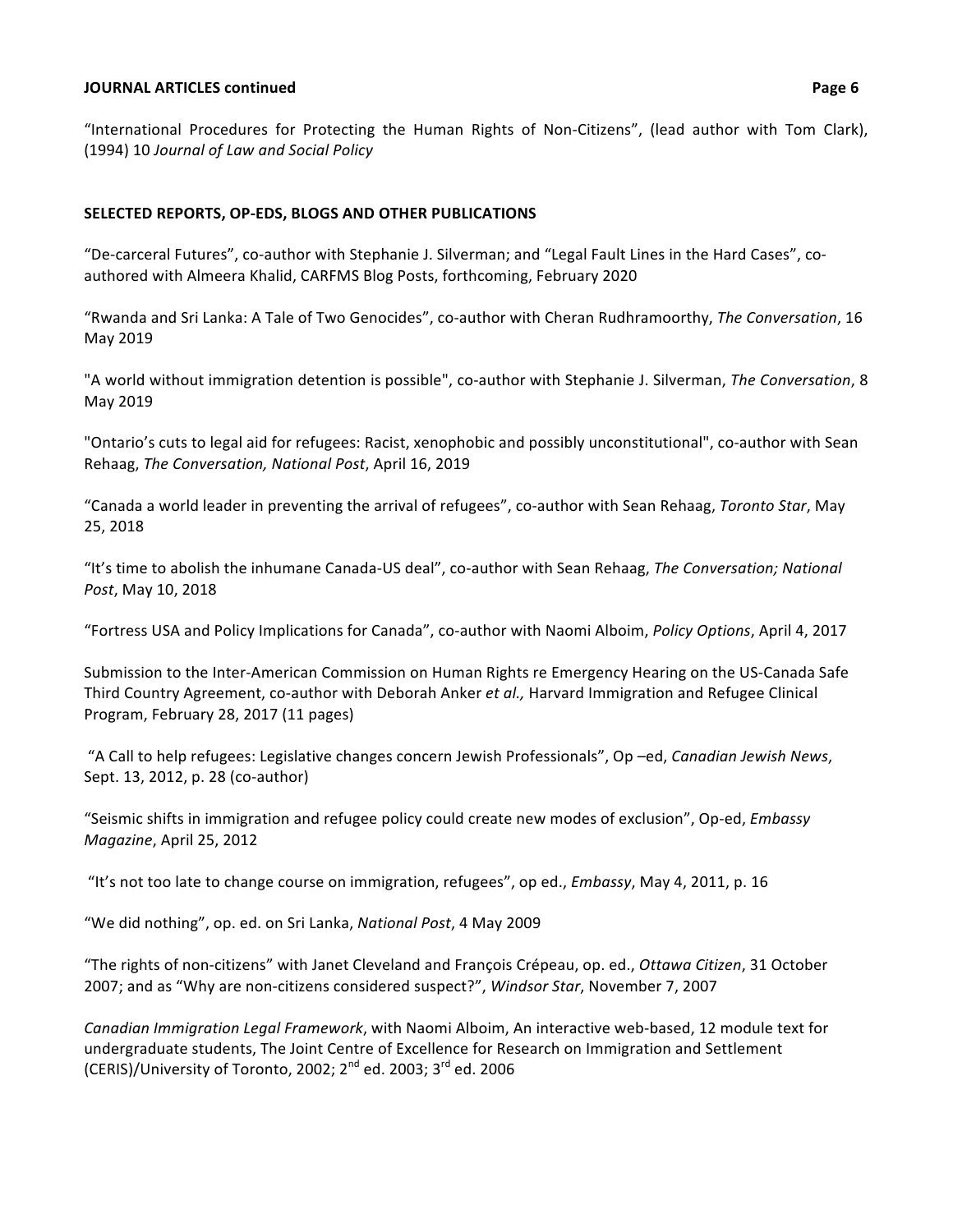“International Procedures for Protecting the Human Rights of Non-Citizens”, (lead author with Tom Clark), (1994) 10 *Journal of Law and Social Policy*

## SELECTED REPORTS, OP-EDS, BLOGS AND OTHER PUBLICATIONS

“De-carceral Futures”, co-author with Stephanie J. Silverman; and “Legal Fault Lines in the Hard Cases”, co-authored with Almeera Khalid, CARFMS Blog Posts, forthcoming, February 2020

“Rwanda and Sri Lanka: A Tale of Two Genocides”, co-author with Cheran Rudhramoorthy, *The Conversation*, 16 May 2019

"A world without immigration detention is possible", co-author with Stephanie J. Silverman, *The Conversation*, 8 May 2019

"Ontario’s cuts to legal aid for refugees: Racist, xenophobic and possibly unconstitutional", co-author with Sean Rehaag, *The Conversation, National Post*, April 16, 2019

“Canada a world leader in preventing the arrival of refugees”, co-author with Sean Rehaag, *Toronto Star*, May 25, 2018

“It’s time to abolish the inhumane Canada-US deal”, co-author with Sean Rehaag, *The Conversation; National Post*, May 10, 2018

“Fortress USA and Policy Implications for Canada”, co-author with Naomi Alboim, *Policy Options*, April 4, 2017

Submission to the Inter-American Commission on Human Rights re Emergency Hearing on the US-Canada Safe Third Country Agreement, co-author with Deborah Anker *et al.,* Harvard Immigration and Refugee Clinical Program, February 28, 2017 (11 pages)

“A Call to help refugees: Legislative changes concern Jewish Professionals”, Op –ed, *Canadian Jewish News*, Sept. 13, 2012, p. 28 (co-author)

“Seismic shifts in immigration and refugee policy could create new modes of exclusion”, Op-ed, *Embassy Magazine*, April 25, 2012

“It’s not too late to change course on immigration, refugees”, op ed., *Embassy*, May 4, 2011, p. 16

“We did nothing”, op. ed. on Sri Lanka, *National Post*, 4 May 2009

“The rights of non-citizens” with Janet Cleveland and François Crépeau, op. ed., *Ottawa Citizen*, 31 October 2007; and as “Why are non-citizens considered suspect?”, *Windsor Star*, November 7, 2007

*Canadian Immigration Legal Framework*, with Naomi Alboim, An interactive web-based, 12 module text for undergraduate students, The Joint Centre of Excellence for Research on Immigration and Settlement (CERIS)/University of Toronto, 2002; 2nd ed. 2003; 3rd ed. 2006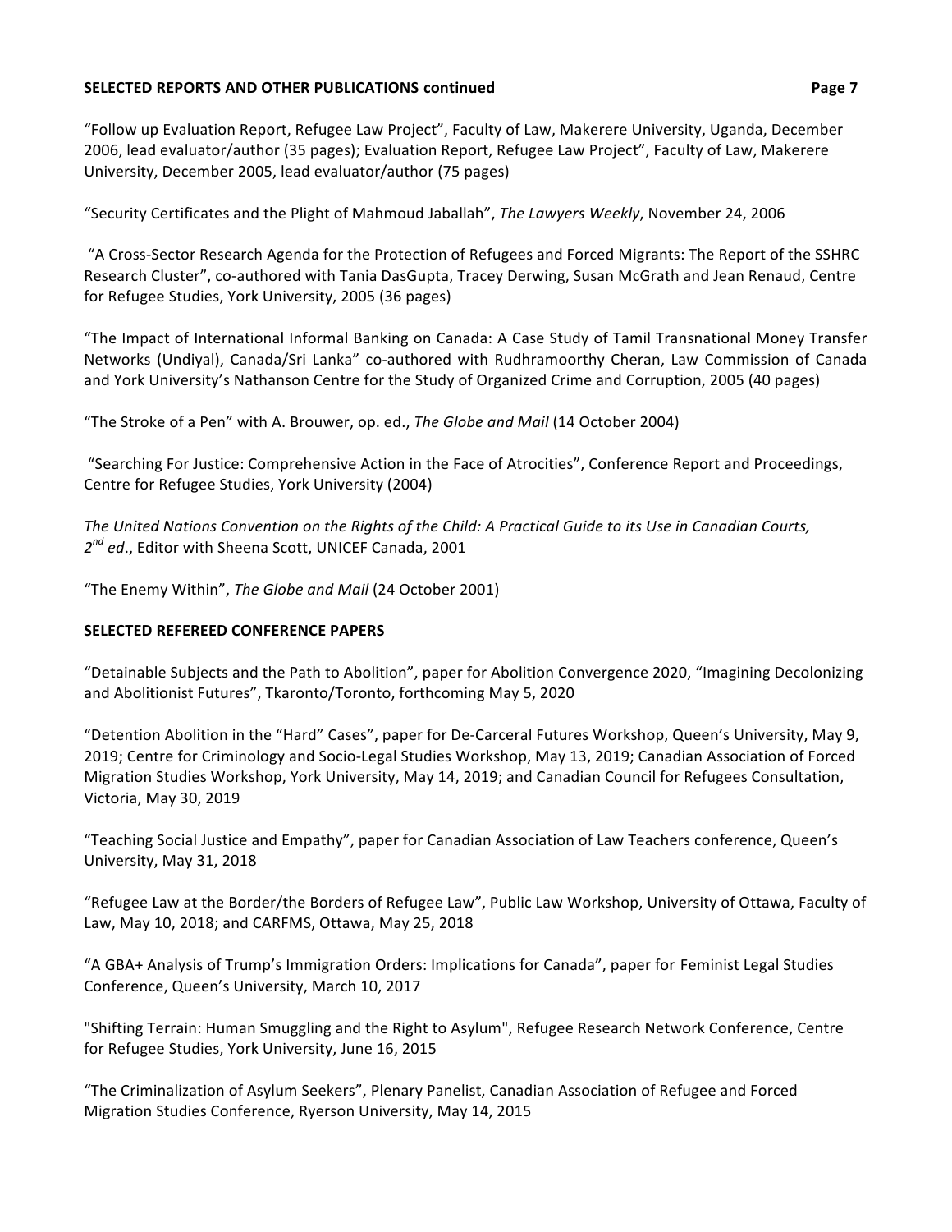## SELECTED REPORTS AND OTHER PUBLICATIONS continued

"Follow up Evaluation Report, Refugee Law Project", Faculty of Law, Makerere University, Uganda, December 2006, lead evaluator/author (35 pages); Evaluation Report, Refugee Law Project", Faculty of Law, Makerere University, December 2005, lead evaluator/author (75 pages)

"Security Certificates and the Plight of Mahmoud Jaballah", *The Lawyers Weekly*, November 24, 2006

"A Cross-Sector Research Agenda for the Protection of Refugees and Forced Migrants: The Report of the SSHRC Research Cluster", co-authored with Tania DasGupta, Tracey Derwing, Susan McGrath and Jean Renaud, Centre for Refugee Studies, York University, 2005 (36 pages)

"The Impact of International Informal Banking on Canada: A Case Study of Tamil Transnational Money Transfer Networks (Undiyal), Canada/Sri Lanka" co-authored with Rudhramoorthy Cheran, Law Commission of Canada and York University's Nathanson Centre for the Study of Organized Crime and Corruption, 2005 (40 pages)

"The Stroke of a Pen" with A. Brouwer, op. ed., *The Globe and Mail* (14 October 2004)

"Searching For Justice: Comprehensive Action in the Face of Atrocities", Conference Report and Proceedings, Centre for Refugee Studies, York University (2004)

*The United Nations Convention on the Rights of the Child: A Practical Guide to its Use in Canadian Courts, 2nd ed.*, Editor with Sheena Scott, UNICEF Canada, 2001

"The Enemy Within", *The Globe and Mail* (24 October 2001)

## SELECTED REFEREED CONFERENCE PAPERS

"Detainable Subjects and the Path to Abolition", paper for Abolition Convergence 2020, "Imagining Decolonizing and Abolitionist Futures", Tkaronto/Toronto, forthcoming May 5, 2020

"Detention Abolition in the "Hard" Cases", paper for De-Carceral Futures Workshop, Queen's University, May 9, 2019; Centre for Criminology and Socio-Legal Studies Workshop, May 13, 2019; Canadian Association of Forced Migration Studies Workshop, York University, May 14, 2019; and Canadian Council for Refugees Consultation, Victoria, May 30, 2019

"Teaching Social Justice and Empathy", paper for Canadian Association of Law Teachers conference, Queen's University, May 31, 2018

"Refugee Law at the Border/the Borders of Refugee Law", Public Law Workshop, University of Ottawa, Faculty of Law, May 10, 2018; and CARFMS, Ottawa, May 25, 2018

"A GBA+ Analysis of Trump's Immigration Orders: Implications for Canada", paper for Feminist Legal Studies Conference, Queen's University, March 10, 2017

"Shifting Terrain: Human Smuggling and the Right to Asylum", Refugee Research Network Conference, Centre for Refugee Studies, York University, June 16, 2015

"The Criminalization of Asylum Seekers", Plenary Panelist, Canadian Association of Refugee and Forced Migration Studies Conference, Ryerson University, May 14, 2015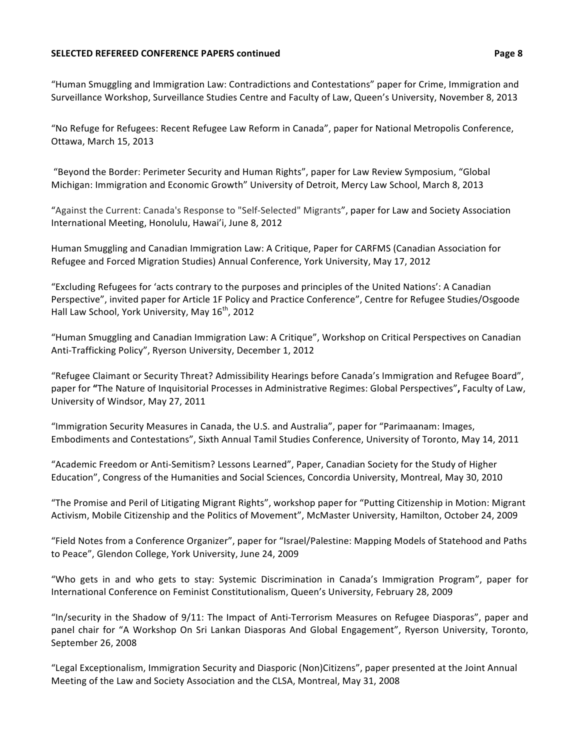## SELECTED REFEREED CONFERENCE PAPERS continued

"Human Smuggling and Immigration Law: Contradictions and Contestations" paper for Crime, Immigration and Surveillance Workshop, Surveillance Studies Centre and Faculty of Law, Queen's University, November 8, 2013

"No Refuge for Refugees: Recent Refugee Law Reform in Canada", paper for National Metropolis Conference, Ottawa, March 15, 2013

"Beyond the Border: Perimeter Security and Human Rights", paper for Law Review Symposium, "Global Michigan: Immigration and Economic Growth" University of Detroit, Mercy Law School, March 8, 2013

"Against the Current: Canada's Response to "Self-Selected" Migrants", paper for Law and Society Association International Meeting, Honolulu, Hawai'i, June 8, 2012

Human Smuggling and Canadian Immigration Law: A Critique, Paper for CARFMS (Canadian Association for Refugee and Forced Migration Studies) Annual Conference, York University, May 17, 2012

"Excluding Refugees for 'acts contrary to the purposes and principles of the United Nations': A Canadian Perspective", invited paper for Article 1F Policy and Practice Conference", Centre for Refugee Studies/Osgoode Hall Law School, York University, May 16th, 2012

"Human Smuggling and Canadian Immigration Law: A Critique", Workshop on Critical Perspectives on Canadian Anti-Trafficking Policy", Ryerson University, December 1, 2012

"Refugee Claimant or Security Threat? Admissibility Hearings before Canada's Immigration and Refugee Board", paper for **"**The Nature of Inquisitorial Processes in Administrative Regimes: Global Perspectives"**,** Faculty of Law, University of Windsor, May 27, 2011

"Immigration Security Measures in Canada, the U.S. and Australia", paper for "Parimaanam: Images, Embodiments and Contestations", Sixth Annual Tamil Studies Conference, University of Toronto, May 14, 2011

"Academic Freedom or Anti-Semitism? Lessons Learned", Paper, Canadian Society for the Study of Higher Education", Congress of the Humanities and Social Sciences, Concordia University, Montreal, May 30, 2010

"The Promise and Peril of Litigating Migrant Rights", workshop paper for "Putting Citizenship in Motion: Migrant Activism, Mobile Citizenship and the Politics of Movement", McMaster University, Hamilton, October 24, 2009

"Field Notes from a Conference Organizer", paper for "Israel/Palestine: Mapping Models of Statehood and Paths to Peace", Glendon College, York University, June 24, 2009

"Who gets in and who gets to stay: Systemic Discrimination in Canada's Immigration Program", paper for International Conference on Feminist Constitutionalism, Queen's University, February 28, 2009

"In/security in the Shadow of 9/11: The Impact of Anti-Terrorism Measures on Refugee Diasporas", paper and panel chair for "A Workshop On Sri Lankan Diasporas And Global Engagement", Ryerson University, Toronto, September 26, 2008

"Legal Exceptionalism, Immigration Security and Diasporic (Non)Citizens", paper presented at the Joint Annual Meeting of the Law and Society Association and the CLSA, Montreal, May 31, 2008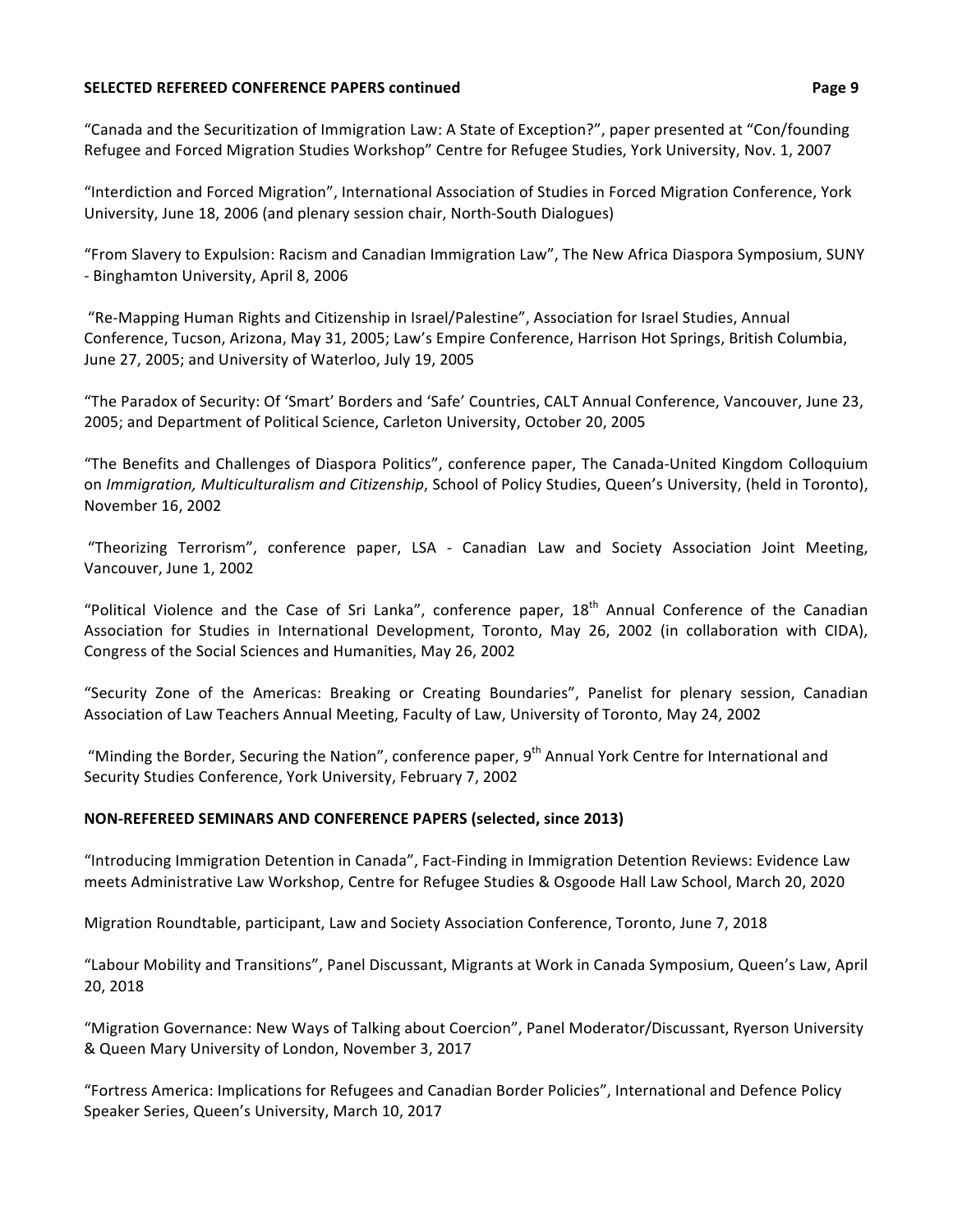## SELECTED REFEREED CONFERENCE PAPERS continued

"Canada and the Securitization of Immigration Law: A State of Exception?", paper presented at "Con/founding Refugee and Forced Migration Studies Workshop" Centre for Refugee Studies, York University, Nov. 1, 2007

"Interdiction and Forced Migration", International Association of Studies in Forced Migration Conference, York University, June 18, 2006 (and plenary session chair, North-South Dialogues)

"From Slavery to Expulsion: Racism and Canadian Immigration Law", The New Africa Diaspora Symposium, SUNY - Binghamton University, April 8, 2006

"Re-Mapping Human Rights and Citizenship in Israel/Palestine", Association for Israel Studies, Annual Conference, Tucson, Arizona, May 31, 2005; Law's Empire Conference, Harrison Hot Springs, British Columbia, June 27, 2005; and University of Waterloo, July 19, 2005

"The Paradox of Security: Of 'Smart' Borders and 'Safe' Countries, CALT Annual Conference, Vancouver, June 23, 2005; and Department of Political Science, Carleton University, October 20, 2005

"The Benefits and Challenges of Diaspora Politics", conference paper, The Canada-United Kingdom Colloquium on *Immigration, Multiculturalism and Citizenship*, School of Policy Studies, Queen's University, (held in Toronto), November 16, 2002

"Theorizing Terrorism", conference paper, LSA - Canadian Law and Society Association Joint Meeting, Vancouver, June 1, 2002

"Political Violence and the Case of Sri Lanka", conference paper, 18th Annual Conference of the Canadian Association for Studies in International Development, Toronto, May 26, 2002 (in collaboration with CIDA), Congress of the Social Sciences and Humanities, May 26, 2002

"Security Zone of the Americas: Breaking or Creating Boundaries", Panelist for plenary session, Canadian Association of Law Teachers Annual Meeting, Faculty of Law, University of Toronto, May 24, 2002

"Minding the Border, Securing the Nation", conference paper, 9th Annual York Centre for International and Security Studies Conference, York University, February 7, 2002

## NON-REFEREED SEMINARS AND CONFERENCE PAPERS (selected, since 2013)

"Introducing Immigration Detention in Canada", Fact-Finding in Immigration Detention Reviews: Evidence Law meets Administrative Law Workshop, Centre for Refugee Studies & Osgoode Hall Law School, March 20, 2020

Migration Roundtable, participant, Law and Society Association Conference, Toronto, June 7, 2018

"Labour Mobility and Transitions", Panel Discussant, Migrants at Work in Canada Symposium, Queen's Law, April 20, 2018

"Migration Governance: New Ways of Talking about Coercion", Panel Moderator/Discussant, Ryerson University & Queen Mary University of London, November 3, 2017

"Fortress America: Implications for Refugees and Canadian Border Policies", International and Defence Policy Speaker Series, Queen's University, March 10, 2017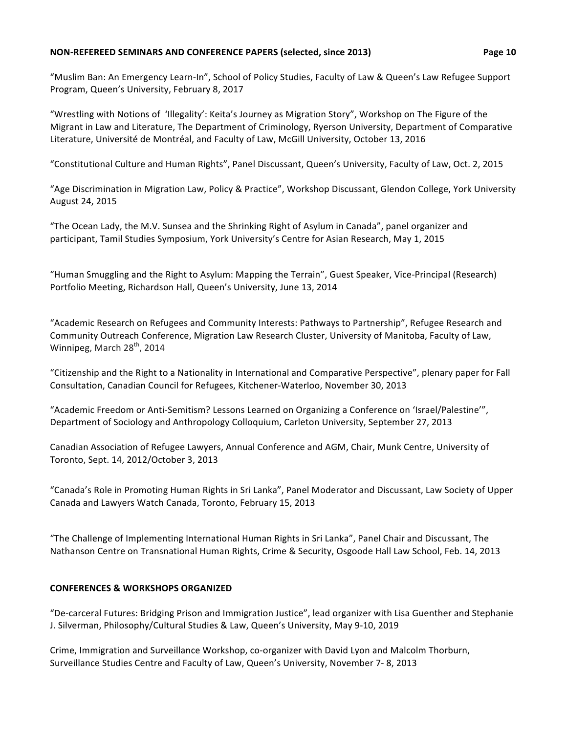## NON-REFEREED SEMINARS AND CONFERENCE PAPERS (selected, since 2013)

"Muslim Ban: An Emergency Learn-In", School of Policy Studies, Faculty of Law & Queen's Law Refugee Support Program, Queen's University, February 8, 2017

"Wrestling with Notions of 'Illegality': Keita's Journey as Migration Story", Workshop on The Figure of the Migrant in Law and Literature, The Department of Criminology, Ryerson University, Department of Comparative Literature, Université de Montréal, and Faculty of Law, McGill University, October 13, 2016

"Constitutional Culture and Human Rights", Panel Discussant, Queen's University, Faculty of Law, Oct. 2, 2015

"Age Discrimination in Migration Law, Policy & Practice", Workshop Discussant, Glendon College, York University August 24, 2015

"The Ocean Lady, the M.V. Sunsea and the Shrinking Right of Asylum in Canada", panel organizer and participant, Tamil Studies Symposium, York University's Centre for Asian Research, May 1, 2015

"Human Smuggling and the Right to Asylum: Mapping the Terrain", Guest Speaker, Vice-Principal (Research) Portfolio Meeting, Richardson Hall, Queen's University, June 13, 2014

"Academic Research on Refugees and Community Interests: Pathways to Partnership", Refugee Research and Community Outreach Conference, Migration Law Research Cluster, University of Manitoba, Faculty of Law, Winnipeg, March 28th, 2014

"Citizenship and the Right to a Nationality in International and Comparative Perspective", plenary paper for Fall Consultation, Canadian Council for Refugees, Kitchener-Waterloo, November 30, 2013

"Academic Freedom or Anti-Semitism? Lessons Learned on Organizing a Conference on 'Israel/Palestine'", Department of Sociology and Anthropology Colloquium, Carleton University, September 27, 2013

Canadian Association of Refugee Lawyers, Annual Conference and AGM, Chair, Munk Centre, University of Toronto, Sept. 14, 2012/October 3, 2013

"Canada's Role in Promoting Human Rights in Sri Lanka", Panel Moderator and Discussant, Law Society of Upper Canada and Lawyers Watch Canada, Toronto, February 15, 2013

"The Challenge of Implementing International Human Rights in Sri Lanka", Panel Chair and Discussant, The Nathanson Centre on Transnational Human Rights, Crime & Security, Osgoode Hall Law School, Feb. 14, 2013

## CONFERENCES & WORKSHOPS ORGANIZED

"De-carceral Futures: Bridging Prison and Immigration Justice", lead organizer with Lisa Guenther and Stephanie J. Silverman, Philosophy/Cultural Studies & Law, Queen's University, May 9-10, 2019

Crime, Immigration and Surveillance Workshop, co-organizer with David Lyon and Malcolm Thorburn, Surveillance Studies Centre and Faculty of Law, Queen's University, November 7- 8, 2013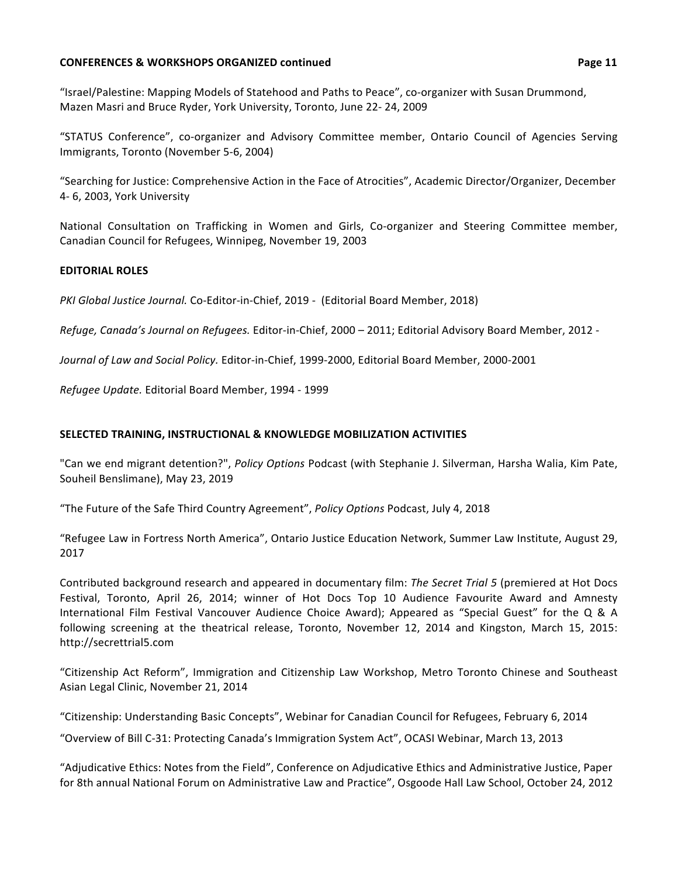## CONFERENCES & WORKSHOPS ORGANIZED continued

"Israel/Palestine: Mapping Models of Statehood and Paths to Peace", co-organizer with Susan Drummond, Mazen Masri and Bruce Ryder, York University, Toronto, June 22- 24, 2009

"STATUS Conference", co-organizer and Advisory Committee member, Ontario Council of Agencies Serving Immigrants, Toronto (November 5-6, 2004)

"Searching for Justice: Comprehensive Action in the Face of Atrocities", Academic Director/Organizer, December 4- 6, 2003, York University

National Consultation on Trafficking in Women and Girls, Co-organizer and Steering Committee member, Canadian Council for Refugees, Winnipeg, November 19, 2003

## EDITORIAL ROLES

*PKI Global Justice Journal.* Co-Editor-in-Chief, 2019 - (Editorial Board Member, 2018)

*Refuge, Canada's Journal on Refugees.* Editor-in-Chief, 2000 – 2011; Editorial Advisory Board Member, 2012 -

*Journal of Law and Social Policy.* Editor-in-Chief, 1999-2000, Editorial Board Member, 2000-2001

*Refugee Update.* Editorial Board Member, 1994 - 1999

## SELECTED TRAINING, INSTRUCTIONAL & KNOWLEDGE MOBILIZATION ACTIVITIES

"Can we end migrant detention?", *Policy Options* Podcast (with Stephanie J. Silverman, Harsha Walia, Kim Pate, Souheil Benslimane), May 23, 2019

"The Future of the Safe Third Country Agreement", *Policy Options* Podcast, July 4, 2018

"Refugee Law in Fortress North America", Ontario Justice Education Network, Summer Law Institute, August 29, 2017

Contributed background research and appeared in documentary film: *The Secret Trial 5* (premiered at Hot Docs Festival, Toronto, April 26, 2014; winner of Hot Docs Top 10 Audience Favourite Award and Amnesty International Film Festival Vancouver Audience Choice Award); Appeared as "Special Guest" for the Q & A following screening at the theatrical release, Toronto, November 12, 2014 and Kingston, March 15, 2015: http://secrettrial5.com

"Citizenship Act Reform", Immigration and Citizenship Law Workshop, Metro Toronto Chinese and Southeast Asian Legal Clinic, November 21, 2014

"Citizenship: Understanding Basic Concepts", Webinar for Canadian Council for Refugees, February 6, 2014

"Overview of Bill C-31: Protecting Canada's Immigration System Act", OCASI Webinar, March 13, 2013

"Adjudicative Ethics: Notes from the Field", Conference on Adjudicative Ethics and Administrative Justice, Paper for 8th annual National Forum on Administrative Law and Practice", Osgoode Hall Law School, October 24, 2012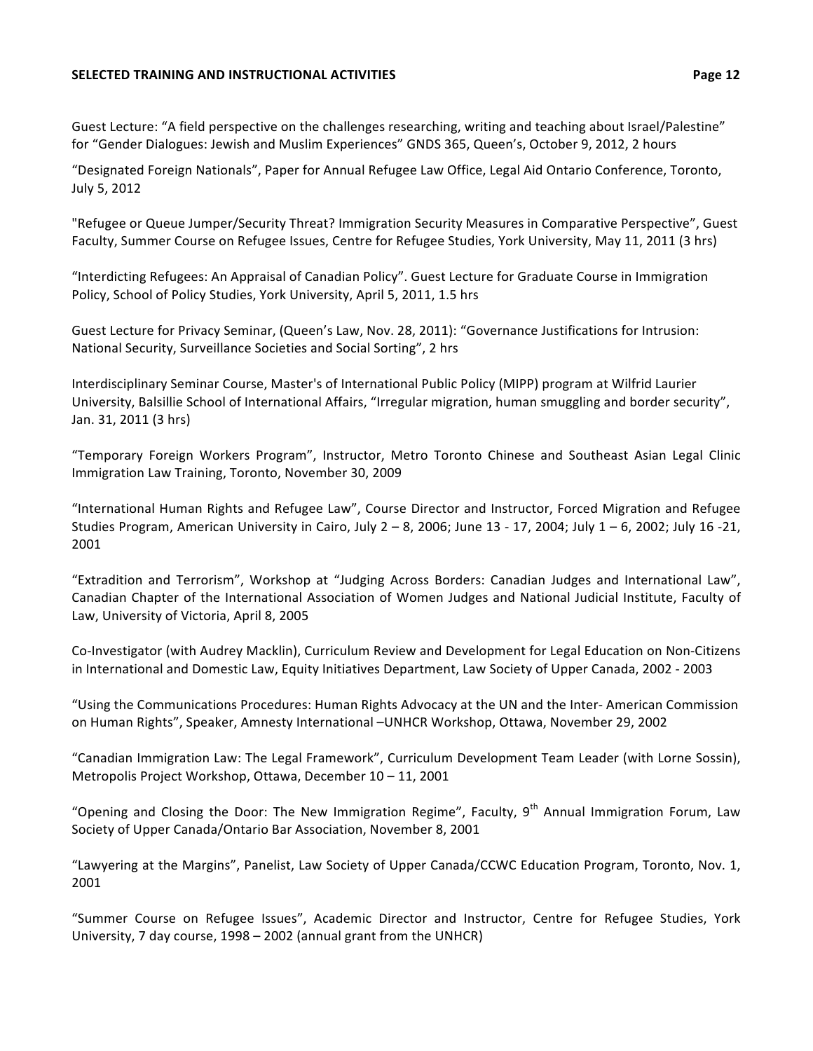Guest Lecture: "A field perspective on the challenges researching, writing and teaching about Israel/Palestine" for "Gender Dialogues: Jewish and Muslim Experiences" GNDS 365, Queen's, October 9, 2012, 2 hours

"Designated Foreign Nationals", Paper for Annual Refugee Law Office, Legal Aid Ontario Conference, Toronto, July 5, 2012

"Refugee or Queue Jumper/Security Threat? Immigration Security Measures in Comparative Perspective", Guest Faculty, Summer Course on Refugee Issues, Centre for Refugee Studies, York University, May 11, 2011 (3 hrs)

"Interdicting Refugees: An Appraisal of Canadian Policy". Guest Lecture for Graduate Course in Immigration Policy, School of Policy Studies, York University, April 5, 2011, 1.5 hrs

Guest Lecture for Privacy Seminar, (Queen's Law, Nov. 28, 2011): "Governance Justifications for Intrusion: National Security, Surveillance Societies and Social Sorting", 2 hrs

Interdisciplinary Seminar Course, Master's of International Public Policy (MIPP) program at Wilfrid Laurier University, Balsillie School of International Affairs, "Irregular migration, human smuggling and border security", Jan. 31, 2011 (3 hrs)

"Temporary Foreign Workers Program", Instructor, Metro Toronto Chinese and Southeast Asian Legal Clinic Immigration Law Training, Toronto, November 30, 2009

"International Human Rights and Refugee Law", Course Director and Instructor, Forced Migration and Refugee Studies Program, American University in Cairo, July 2 – 8, 2006; June 13 - 17, 2004; July 1 – 6, 2002; July 16 -21, 2001

"Extradition and Terrorism", Workshop at "Judging Across Borders: Canadian Judges and International Law", Canadian Chapter of the International Association of Women Judges and National Judicial Institute, Faculty of Law, University of Victoria, April 8, 2005

Co-Investigator (with Audrey Macklin), Curriculum Review and Development for Legal Education on Non-Citizens in International and Domestic Law, Equity Initiatives Department, Law Society of Upper Canada, 2002 - 2003

"Using the Communications Procedures: Human Rights Advocacy at the UN and the Inter- American Commission on Human Rights", Speaker, Amnesty International –UNHCR Workshop, Ottawa, November 29, 2002

"Canadian Immigration Law: The Legal Framework", Curriculum Development Team Leader (with Lorne Sossin), Metropolis Project Workshop, Ottawa, December 10 – 11, 2001

"Opening and Closing the Door: The New Immigration Regime", Faculty, 9th Annual Immigration Forum, Law Society of Upper Canada/Ontario Bar Association, November 8, 2001

"Lawyering at the Margins", Panelist, Law Society of Upper Canada/CCWC Education Program, Toronto, Nov. 1, 2001

"Summer Course on Refugee Issues", Academic Director and Instructor, Centre for Refugee Studies, York University, 7 day course, 1998 – 2002 (annual grant from the UNHCR)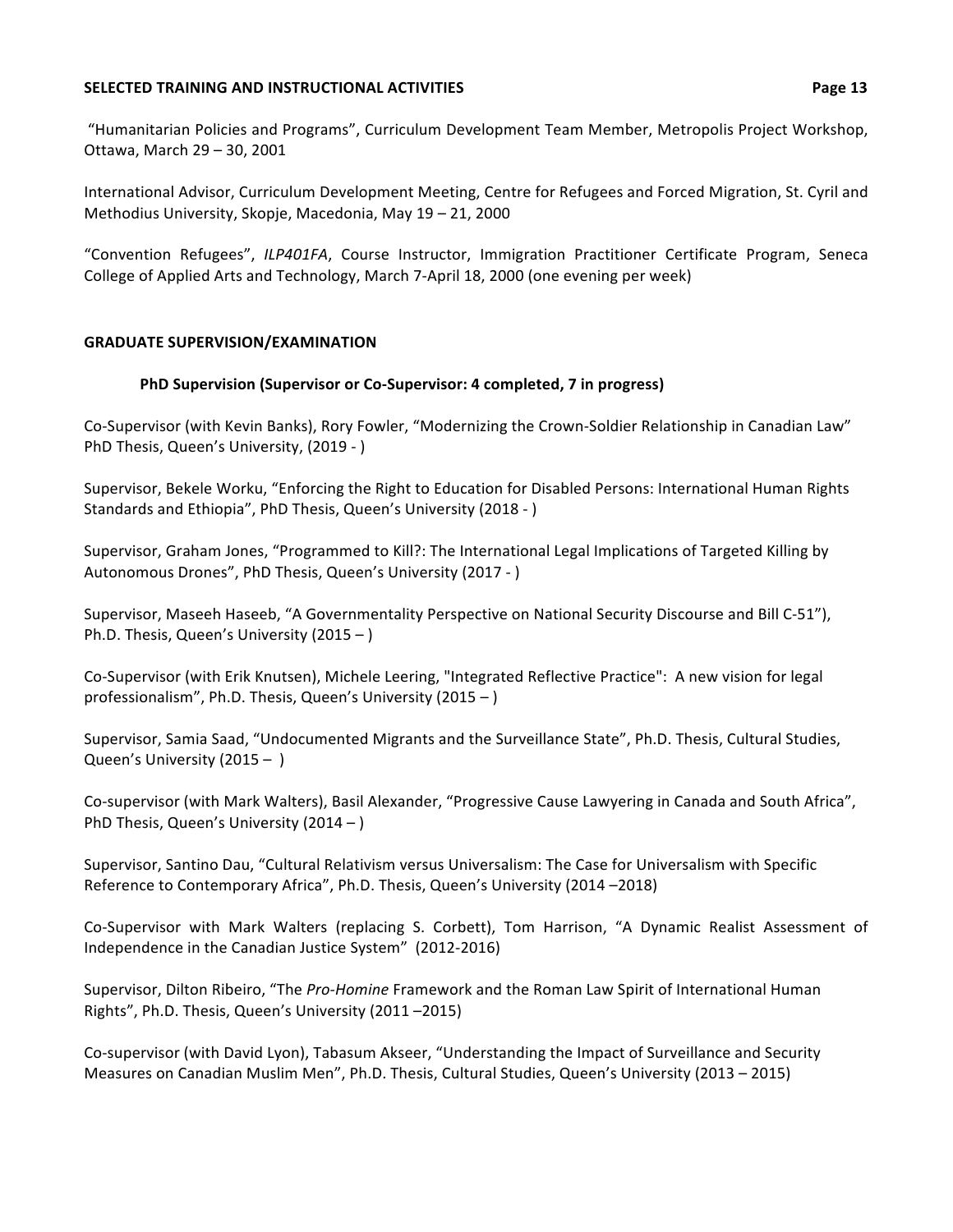## SELECTED TRAINING AND INSTRUCTIONAL ACTIVITIES

"Humanitarian Policies and Programs", Curriculum Development Team Member, Metropolis Project Workshop, Ottawa, March 29 – 30, 2001

International Advisor, Curriculum Development Meeting, Centre for Refugees and Forced Migration, St. Cyril and Methodius University, Skopje, Macedonia, May 19 – 21, 2000

"Convention Refugees", *ILP401FA*, Course Instructor, Immigration Practitioner Certificate Program, Seneca College of Applied Arts and Technology, March 7-April 18, 2000 (one evening per week)

## GRADUATE SUPERVISION/EXAMINATION

### PhD Supervision (Supervisor or Co-Supervisor: 4 completed, 7 in progress)

Co-Supervisor (with Kevin Banks), Rory Fowler, "Modernizing the Crown-Soldier Relationship in Canadian Law" PhD Thesis, Queen's University, (2019 - )

Supervisor, Bekele Worku, "Enforcing the Right to Education for Disabled Persons: International Human Rights Standards and Ethiopia", PhD Thesis, Queen's University (2018 - )

Supervisor, Graham Jones, "Programmed to Kill?: The International Legal Implications of Targeted Killing by Autonomous Drones", PhD Thesis, Queen's University (2017 - )

Supervisor, Maseeh Haseeb, "A Governmentality Perspective on National Security Discourse and Bill C-51"), Ph.D. Thesis, Queen's University (2015 – )

Co-Supervisor (with Erik Knutsen), Michele Leering, "Integrated Reflective Practice": A new vision for legal professionalism", Ph.D. Thesis, Queen's University (2015 – )

Supervisor, Samia Saad, "Undocumented Migrants and the Surveillance State", Ph.D. Thesis, Cultural Studies, Queen's University (2015 – )

Co-supervisor (with Mark Walters), Basil Alexander, "Progressive Cause Lawyering in Canada and South Africa", PhD Thesis, Queen's University (2014 – )

Supervisor, Santino Dau, "Cultural Relativism versus Universalism: The Case for Universalism with Specific Reference to Contemporary Africa", Ph.D. Thesis, Queen's University (2014 –2018)

Co-Supervisor with Mark Walters (replacing S. Corbett), Tom Harrison, "A Dynamic Realist Assessment of Independence in the Canadian Justice System" (2012-2016)

Supervisor, Dilton Ribeiro, "The *Pro-Homine* Framework and the Roman Law Spirit of International Human Rights", Ph.D. Thesis, Queen's University (2011 –2015)

Co-supervisor (with David Lyon), Tabasum Akseer, "Understanding the Impact of Surveillance and Security Measures on Canadian Muslim Men", Ph.D. Thesis, Cultural Studies, Queen's University (2013 – 2015)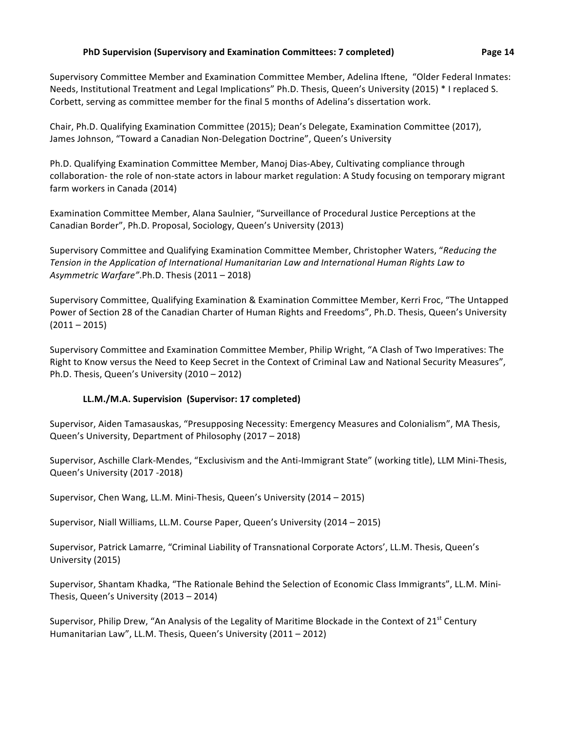### PhD Supervision (Supervisory and Examination Committees: 7 completed)

Supervisory Committee Member and Examination Committee Member, Adelina Iftene, "Older Federal Inmates: Needs, Institutional Treatment and Legal Implications" Ph.D. Thesis, Queen's University (2015) * I replaced S. Corbett, serving as committee member for the final 5 months of Adelina's dissertation work.

Chair, Ph.D. Qualifying Examination Committee (2015); Dean's Delegate, Examination Committee (2017), James Johnson, "Toward a Canadian Non-Delegation Doctrine", Queen's University

Ph.D. Qualifying Examination Committee Member, Manoj Dias-Abey, Cultivating compliance through collaboration- the role of non-state actors in labour market regulation: A Study focusing on temporary migrant farm workers in Canada (2014)

Examination Committee Member, Alana Saulnier, "Surveillance of Procedural Justice Perceptions at the Canadian Border", Ph.D. Proposal, Sociology, Queen's University (2013)

Supervisory Committee and Qualifying Examination Committee Member, Christopher Waters, "*Reducing the Tension in the Application of International Humanitarian Law and International Human Rights Law to Asymmetric Warfare"*.Ph.D. Thesis (2011 – 2018)

Supervisory Committee, Qualifying Examination & Examination Committee Member, Kerri Froc, "The Untapped Power of Section 28 of the Canadian Charter of Human Rights and Freedoms", Ph.D. Thesis, Queen's University (2011 – 2015)

Supervisory Committee and Examination Committee Member, Philip Wright, "A Clash of Two Imperatives: The Right to Know versus the Need to Keep Secret in the Context of Criminal Law and National Security Measures", Ph.D. Thesis, Queen's University (2010 – 2012)

### LL.M./M.A. Supervision (Supervisor: 17 completed)

Supervisor, Aiden Tamasauskas, "Presupposing Necessity: Emergency Measures and Colonialism", MA Thesis, Queen's University, Department of Philosophy (2017 – 2018)

Supervisor, Aschille Clark-Mendes, "Exclusivism and the Anti-Immigrant State" (working title), LLM Mini-Thesis, Queen's University (2017 -2018)

Supervisor, Chen Wang, LL.M. Mini-Thesis, Queen's University (2014 – 2015)

Supervisor, Niall Williams, LL.M. Course Paper, Queen's University (2014 – 2015)

Supervisor, Patrick Lamarre, "Criminal Liability of Transnational Corporate Actors', LL.M. Thesis, Queen's University (2015)

Supervisor, Shantam Khadka, "The Rationale Behind the Selection of Economic Class Immigrants", LL.M. Mini-Thesis, Queen's University (2013 – 2014)

Supervisor, Philip Drew, "An Analysis of the Legality of Maritime Blockade in the Context of 21st Century Humanitarian Law", LL.M. Thesis, Queen's University (2011 – 2012)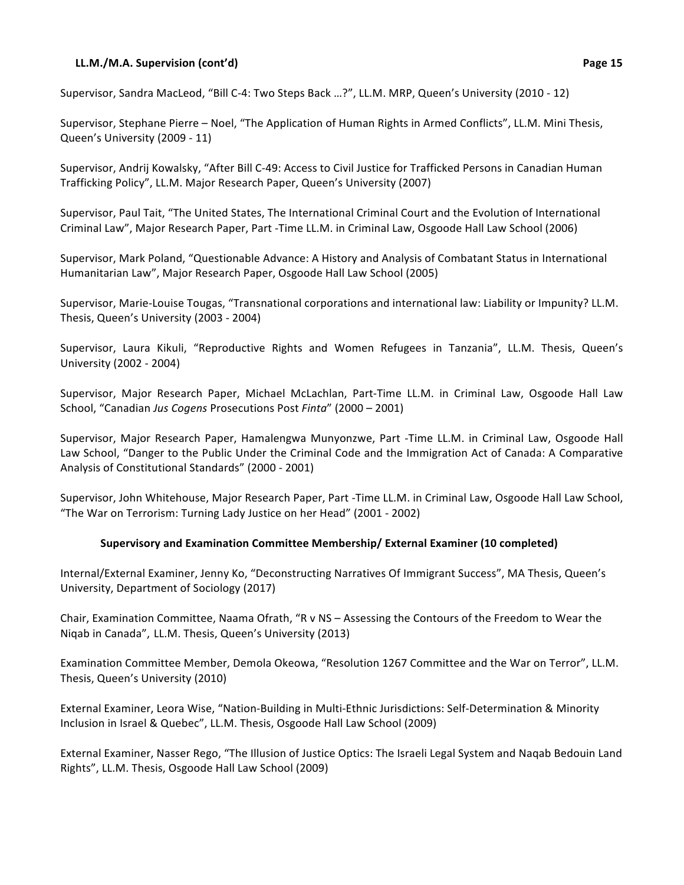Supervisor, Sandra MacLeod, "Bill C-4: Two Steps Back …?", LL.M. MRP, Queen's University (2010 - 12)

Supervisor, Stephane Pierre – Noel, "The Application of Human Rights in Armed Conflicts", LL.M. Mini Thesis, Queen's University (2009 - 11)

Supervisor, Andrij Kowalsky, "After Bill C-49: Access to Civil Justice for Trafficked Persons in Canadian Human Trafficking Policy", LL.M. Major Research Paper, Queen's University (2007)

Supervisor, Paul Tait, "The United States, The International Criminal Court and the Evolution of International Criminal Law", Major Research Paper, Part -Time LL.M. in Criminal Law, Osgoode Hall Law School (2006)

Supervisor, Mark Poland, "Questionable Advance: A History and Analysis of Combatant Status in International Humanitarian Law", Major Research Paper, Osgoode Hall Law School (2005)

Supervisor, Marie-Louise Tougas, "Transnational corporations and international law: Liability or Impunity? LL.M. Thesis, Queen's University (2003 - 2004)

Supervisor, Laura Kikuli, "Reproductive Rights and Women Refugees in Tanzania", LL.M. Thesis, Queen's University (2002 - 2004)

Supervisor, Major Research Paper, Michael McLachlan, Part-Time LL.M. in Criminal Law, Osgoode Hall Law School, "Canadian *Jus Cogens* Prosecutions Post *Finta*" (2000 – 2001)

Supervisor, Major Research Paper, Hamalengwa Munyonzwe, Part -Time LL.M. in Criminal Law, Osgoode Hall Law School, "Danger to the Public Under the Criminal Code and the Immigration Act of Canada: A Comparative Analysis of Constitutional Standards" (2000 - 2001)

Supervisor, John Whitehouse, Major Research Paper, Part -Time LL.M. in Criminal Law, Osgoode Hall Law School, "The War on Terrorism: Turning Lady Justice on her Head" (2001 - 2002)

### Supervisory and Examination Committee Membership/ External Examiner (10 completed)

Internal/External Examiner, Jenny Ko, "Deconstructing Narratives Of Immigrant Success", MA Thesis, Queen's University, Department of Sociology (2017)

Chair, Examination Committee, Naama Ofrath, "R v NS – Assessing the Contours of the Freedom to Wear the Niqab in Canada", LL.M. Thesis, Queen's University (2013)

Examination Committee Member, Demola Okeowa, "Resolution 1267 Committee and the War on Terror", LL.M. Thesis, Queen's University (2010)

External Examiner, Leora Wise, "Nation-Building in Multi-Ethnic Jurisdictions: Self-Determination & Minority Inclusion in Israel & Quebec", LL.M. Thesis, Osgoode Hall Law School (2009)

External Examiner, Nasser Rego, "The Illusion of Justice Optics: The Israeli Legal System and Naqab Bedouin Land Rights", LL.M. Thesis, Osgoode Hall Law School (2009)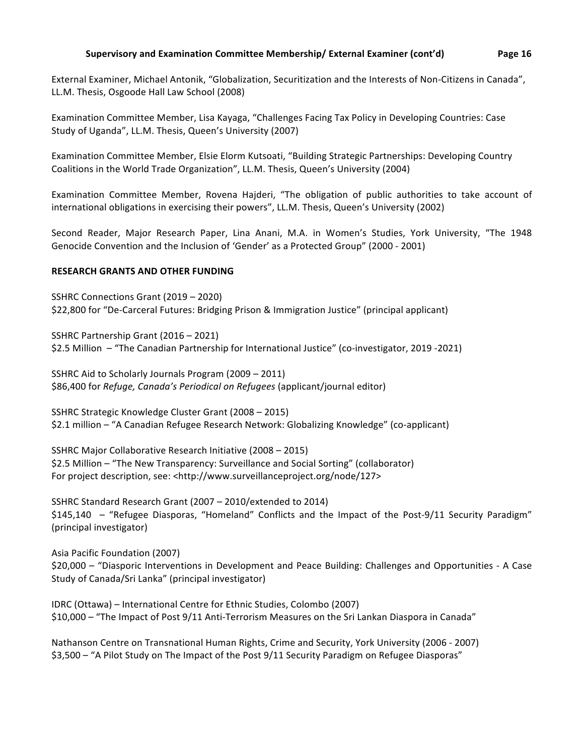## Supervisory and Examination Committee Membership/ External Examiner (cont'd)

External Examiner, Michael Antonik, "Globalization, Securitization and the Interests of Non-Citizens in Canada", LL.M. Thesis, Osgoode Hall Law School (2008)

Examination Committee Member, Lisa Kayaga, "Challenges Facing Tax Policy in Developing Countries: Case Study of Uganda", LL.M. Thesis, Queen's University (2007)

Examination Committee Member, Elsie Elorm Kutsoati, "Building Strategic Partnerships: Developing Country Coalitions in the World Trade Organization", LL.M. Thesis, Queen's University (2004)

Examination Committee Member, Rovena Hajderi, "The obligation of public authorities to take account of international obligations in exercising their powers", LL.M. Thesis, Queen's University (2002)

Second Reader, Major Research Paper, Lina Anani, M.A. in Women's Studies, York University, "The 1948 Genocide Convention and the Inclusion of 'Gender' as a Protected Group" (2000 - 2001)

## RESEARCH GRANTS AND OTHER FUNDING

SSHRC Connections Grant (2019 – 2020)
$22,800 for "De-Carceral Futures: Bridging Prison & Immigration Justice" (principal applicant)

SSHRC Partnership Grant (2016 – 2021)
$2.5 Million – "The Canadian Partnership for International Justice" (co-investigator, 2019 -2021)

SSHRC Aid to Scholarly Journals Program (2009 – 2011)
$86,400 for *Refuge, Canada's Periodical on Refugees* (applicant/journal editor)

SSHRC Strategic Knowledge Cluster Grant (2008 – 2015)
$2.1 million – "A Canadian Refugee Research Network: Globalizing Knowledge" (co-applicant)

SSHRC Major Collaborative Research Initiative (2008 – 2015)
$2.5 Million – "The New Transparency: Surveillance and Social Sorting" (collaborator)
For project description, see: <http://www.surveillanceproject.org/node/127>

SSHRC Standard Research Grant (2007 – 2010/extended to 2014)
$145,140 – "Refugee Diasporas, "Homeland" Conflicts and the Impact of the Post-9/11 Security Paradigm" (principal investigator)

Asia Pacific Foundation (2007)
$20,000 – "Diasporic Interventions in Development and Peace Building: Challenges and Opportunities - A Case Study of Canada/Sri Lanka" (principal investigator)

IDRC (Ottawa) – International Centre for Ethnic Studies, Colombo (2007)
$10,000 – "The Impact of Post 9/11 Anti-Terrorism Measures on the Sri Lankan Diaspora in Canada"

Nathanson Centre on Transnational Human Rights, Crime and Security, York University (2006 - 2007)
$3,500 – "A Pilot Study on The Impact of the Post 9/11 Security Paradigm on Refugee Diasporas"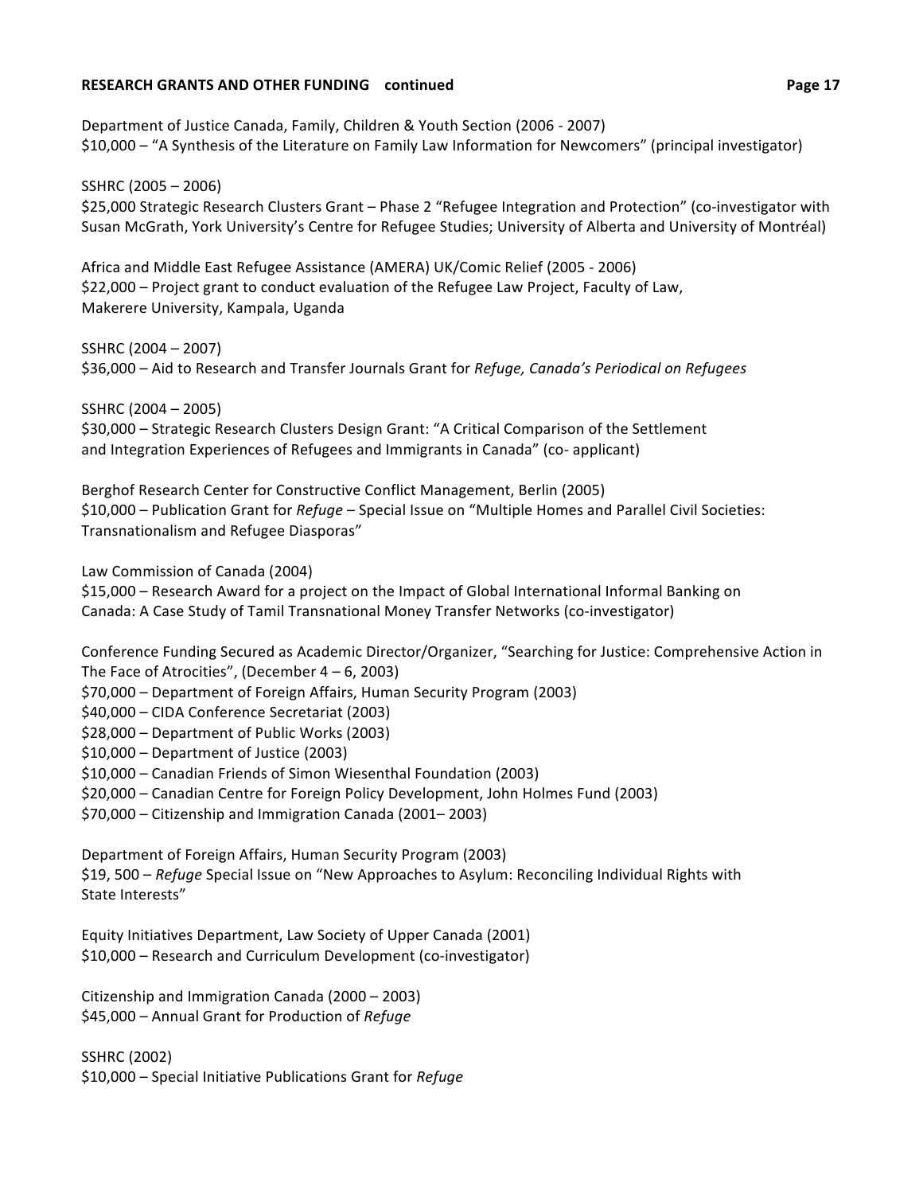Department of Justice Canada, Family, Children & Youth Section (2006 - 2007)
$10,000 – "A Synthesis of the Literature on Family Law Information for Newcomers" (principal investigator)

SSHRC (2005 – 2006)
$25,000 Strategic Research Clusters Grant – Phase 2 "Refugee Integration and Protection" (co-investigator with Susan McGrath, York University's Centre for Refugee Studies; University of Alberta and University of Montréal)

Africa and Middle East Refugee Assistance (AMERA) UK/Comic Relief (2005 - 2006)
$22,000 – Project grant to conduct evaluation of the Refugee Law Project, Faculty of Law, Makerere University, Kampala, Uganda

SSHRC (2004 – 2007)
$36,000 – Aid to Research and Transfer Journals Grant for *Refuge, Canada's Periodical on Refugees*

SSHRC (2004 – 2005)
$30,000 – Strategic Research Clusters Design Grant: "A Critical Comparison of the Settlement and Integration Experiences of Refugees and Immigrants in Canada" (co- applicant)

Berghof Research Center for Constructive Conflict Management, Berlin (2005)
$10,000 – Publication Grant for *Refuge* – Special Issue on "Multiple Homes and Parallel Civil Societies: Transnationalism and Refugee Diasporas"

Law Commission of Canada (2004)
$15,000 – Research Award for a project on the Impact of Global International Informal Banking on Canada: A Case Study of Tamil Transnational Money Transfer Networks (co-investigator)

Conference Funding Secured as Academic Director/Organizer, "Searching for Justice: Comprehensive Action in The Face of Atrocities", (December 4 – 6, 2003)
$70,000 – Department of Foreign Affairs, Human Security Program (2003)
$40,000 – CIDA Conference Secretariat (2003)
$28,000 – Department of Public Works (2003)
$10,000 – Department of Justice (2003)
$10,000 – Canadian Friends of Simon Wiesenthal Foundation (2003)
$20,000 – Canadian Centre for Foreign Policy Development, John Holmes Fund (2003)
$70,000 – Citizenship and Immigration Canada (2001– 2003)

Department of Foreign Affairs, Human Security Program (2003)
$19, 500 – *Refuge* Special Issue on "New Approaches to Asylum: Reconciling Individual Rights with State Interests"

Equity Initiatives Department, Law Society of Upper Canada (2001)
$10,000 – Research and Curriculum Development (co-investigator)

Citizenship and Immigration Canada (2000 – 2003)
$45,000 – Annual Grant for Production of *Refuge*

SSHRC (2002)
$10,000 – Special Initiative Publications Grant for *Refuge*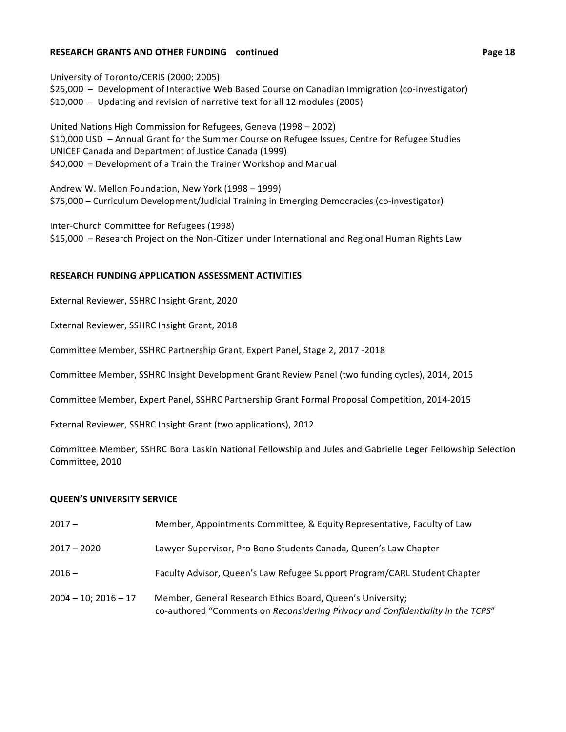**RESEARCH GRANTS AND OTHER FUNDING continued**

University of Toronto/CERIS (2000; 2005)
$25,000 – Development of Interactive Web Based Course on Canadian Immigration (co-investigator)
$10,000 – Updating and revision of narrative text for all 12 modules (2005)

United Nations High Commission for Refugees, Geneva (1998 – 2002)
$10,000 USD – Annual Grant for the Summer Course on Refugee Issues, Centre for Refugee Studies
UNICEF Canada and Department of Justice Canada (1999)
$40,000 – Development of a Train the Trainer Workshop and Manual

Andrew W. Mellon Foundation, New York (1998 – 1999)
$75,000 – Curriculum Development/Judicial Training in Emerging Democracies (co-investigator)

Inter-Church Committee for Refugees (1998)
$15,000 – Research Project on the Non-Citizen under International and Regional Human Rights Law

**RESEARCH FUNDING APPLICATION ASSESSMENT ACTIVITIES**

External Reviewer, SSHRC Insight Grant, 2020

External Reviewer, SSHRC Insight Grant, 2018

Committee Member, SSHRC Partnership Grant, Expert Panel, Stage 2, 2017 -2018

Committee Member, SSHRC Insight Development Grant Review Panel (two funding cycles), 2014, 2015

Committee Member, Expert Panel, SSHRC Partnership Grant Formal Proposal Competition, 2014-2015

External Reviewer, SSHRC Insight Grant (two applications), 2012

Committee Member, SSHRC Bora Laskin National Fellowship and Jules and Gabrielle Leger Fellowship Selection Committee, 2010

**QUEEN'S UNIVERSITY SERVICE**

| | |
|---|---|
| 2017 – | Member, Appointments Committee, & Equity Representative, Faculty of Law |
| 2017 – 2020 | Lawyer-Supervisor, Pro Bono Students Canada, Queen's Law Chapter |
| 2016 – | Faculty Advisor, Queen's Law Refugee Support Program/CARL Student Chapter |
| 2004 – 10; 2016 – 17 | Member, General Research Ethics Board, Queen's University; co-authored "Comments on *Reconsidering Privacy and Confidentiality in the TCPS*" |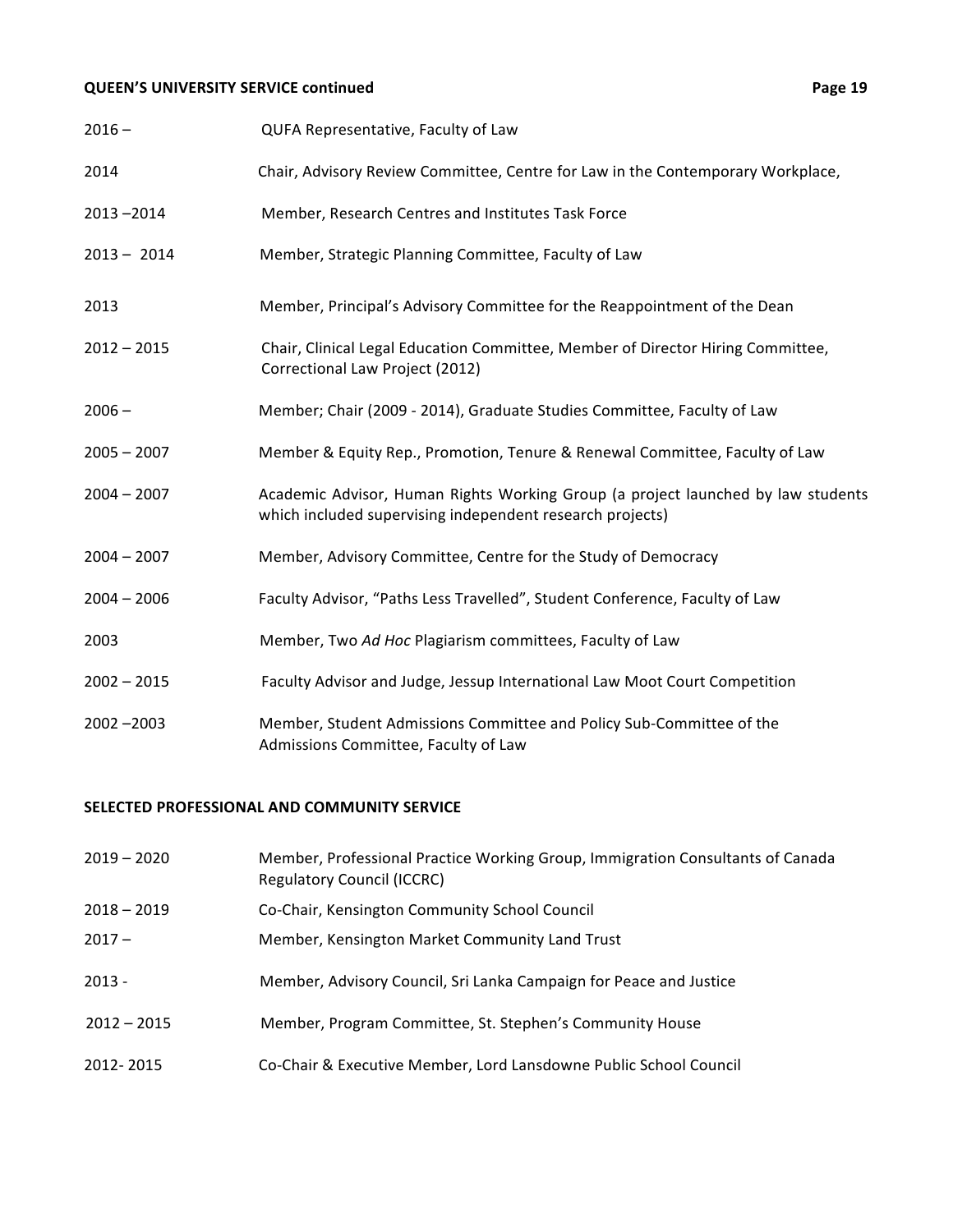## QUEEN'S UNIVERSITY SERVICE continued

| | |
|---|---|
| 2016 – | QUFA Representative, Faculty of Law |
| 2014 | Chair, Advisory Review Committee, Centre for Law in the Contemporary Workplace, |
| 2013 –2014 | Member, Research Centres and Institutes Task Force |
| 2013 – 2014 | Member, Strategic Planning Committee, Faculty of Law |
| 2013 | Member, Principal's Advisory Committee for the Reappointment of the Dean |
| 2012 – 2015 | Chair, Clinical Legal Education Committee, Member of Director Hiring Committee, Correctional Law Project (2012) |
| 2006 – | Member; Chair (2009 - 2014), Graduate Studies Committee, Faculty of Law |
| 2005 – 2007 | Member & Equity Rep., Promotion, Tenure & Renewal Committee, Faculty of Law |
| 2004 – 2007 | Academic Advisor, Human Rights Working Group (a project launched by law students which included supervising independent research projects) |
| 2004 – 2007 | Member, Advisory Committee, Centre for the Study of Democracy |
| 2004 – 2006 | Faculty Advisor, "Paths Less Travelled", Student Conference, Faculty of Law |
| 2003 | Member, Two *Ad Hoc* Plagiarism committees, Faculty of Law |
| 2002 – 2015 | Faculty Advisor and Judge, Jessup International Law Moot Court Competition |
| 2002 –2003 | Member, Student Admissions Committee and Policy Sub-Committee of the Admissions Committee, Faculty of Law |

## SELECTED PROFESSIONAL AND COMMUNITY SERVICE

| | |
|---|---|
| 2019 – 2020 | Member, Professional Practice Working Group, Immigration Consultants of Canada Regulatory Council (ICCRC) |
| 2018 – 2019 | Co-Chair, Kensington Community School Council |
| 2017 – | Member, Kensington Market Community Land Trust |
| 2013 - | Member, Advisory Council, Sri Lanka Campaign for Peace and Justice |
| 2012 – 2015 | Member, Program Committee, St. Stephen's Community House |
| 2012- 2015 | Co-Chair & Executive Member, Lord Lansdowne Public School Council |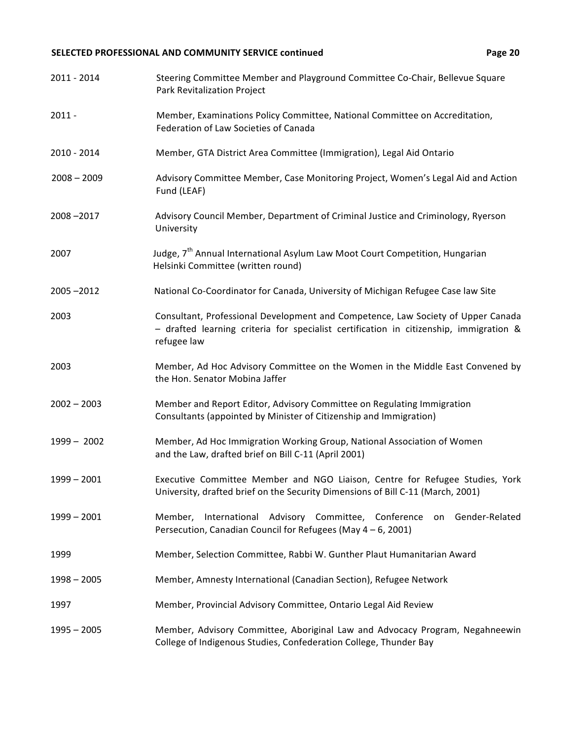## SELECTED PROFESSIONAL AND COMMUNITY SERVICE continued

| | |
|---|---|
| 2011 - 2014 | Steering Committee Member and Playground Committee Co-Chair, Bellevue Square Park Revitalization Project |
| 2011 - | Member, Examinations Policy Committee, National Committee on Accreditation, Federation of Law Societies of Canada |
| 2010 - 2014 | Member, GTA District Area Committee (Immigration), Legal Aid Ontario |
| 2008 – 2009 | Advisory Committee Member, Case Monitoring Project, Women's Legal Aid and Action Fund (LEAF) |
| 2008 –2017 | Advisory Council Member, Department of Criminal Justice and Criminology, Ryerson University |
| 2007 | Judge, 7th Annual International Asylum Law Moot Court Competition, Hungarian Helsinki Committee (written round) |
| 2005 –2012 | National Co-Coordinator for Canada, University of Michigan Refugee Case law Site |
| 2003 | Consultant, Professional Development and Competence, Law Society of Upper Canada – drafted learning criteria for specialist certification in citizenship, immigration & refugee law |
| 2003 | Member, Ad Hoc Advisory Committee on the Women in the Middle East Convened by the Hon. Senator Mobina Jaffer |
| 2002 – 2003 | Member and Report Editor, Advisory Committee on Regulating Immigration Consultants (appointed by Minister of Citizenship and Immigration) |
| 1999 – 2002 | Member, Ad Hoc Immigration Working Group, National Association of Women and the Law, drafted brief on Bill C-11 (April 2001) |
| 1999 – 2001 | Executive Committee Member and NGO Liaison, Centre for Refugee Studies, York University, drafted brief on the Security Dimensions of Bill C-11 (March, 2001) |
| 1999 – 2001 | Member, International Advisory Committee, Conference on Gender-Related Persecution, Canadian Council for Refugees (May 4 – 6, 2001) |
| 1999 | Member, Selection Committee, Rabbi W. Gunther Plaut Humanitarian Award |
| 1998 – 2005 | Member, Amnesty International (Canadian Section), Refugee Network |
| 1997 | Member, Provincial Advisory Committee, Ontario Legal Aid Review |
| 1995 – 2005 | Member, Advisory Committee, Aboriginal Law and Advocacy Program, Negahneewin College of Indigenous Studies, Confederation College, Thunder Bay |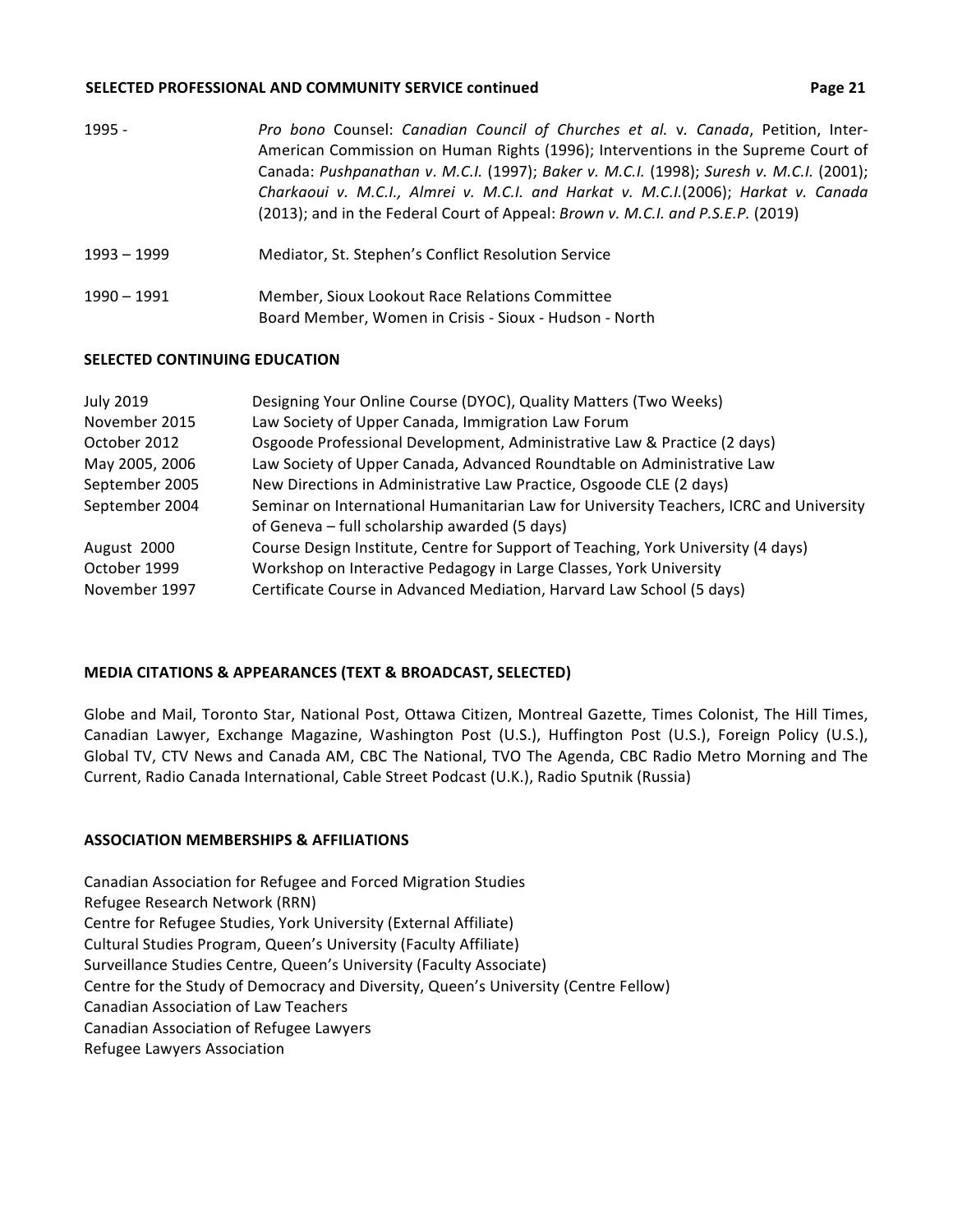## SELECTED PROFESSIONAL AND COMMUNITY SERVICE continued

| | |
|---|---|
| 1995 - | *Pro bono* Counsel: *Canadian Council of Churches et al.* v. *Canada*, Petition, Inter-American Commission on Human Rights (1996); Interventions in the Supreme Court of Canada: *Pushpanathan v. M.C.I.* (1997); *Baker v. M.C.I.* (1998); *Suresh v. M.C.I.* (2001); *Charkaoui v. M.C.I., Almrei v. M.C.I. and Harkat v. M.C.I.*(2006); *Harkat v. Canada* (2013); and in the Federal Court of Appeal: *Brown v. M.C.I. and P.S.E.P.* (2019) |
| 1993 – 1999 | Mediator, St. Stephen's Conflict Resolution Service |
| 1990 – 1991 | Member, Sioux Lookout Race Relations Committee<br>Board Member, Women in Crisis - Sioux - Hudson - North |

## SELECTED CONTINUING EDUCATION

| | |
|---|---|
| July 2019 | Designing Your Online Course (DYOC), Quality Matters (Two Weeks) |
| November 2015 | Law Society of Upper Canada, Immigration Law Forum |
| October 2012 | Osgoode Professional Development, Administrative Law & Practice (2 days) |
| May 2005, 2006 | Law Society of Upper Canada, Advanced Roundtable on Administrative Law |
| September 2005 | New Directions in Administrative Law Practice, Osgoode CLE (2 days) |
| September 2004 | Seminar on International Humanitarian Law for University Teachers, ICRC and University of Geneva – full scholarship awarded (5 days) |
| August 2000 | Course Design Institute, Centre for Support of Teaching, York University (4 days) |
| October 1999 | Workshop on Interactive Pedagogy in Large Classes, York University |
| November 1997 | Certificate Course in Advanced Mediation, Harvard Law School (5 days) |

## MEDIA CITATIONS & APPEARANCES (TEXT & BROADCAST, SELECTED)

Globe and Mail, Toronto Star, National Post, Ottawa Citizen, Montreal Gazette, Times Colonist, The Hill Times, Canadian Lawyer, Exchange Magazine, Washington Post (U.S.), Huffington Post (U.S.), Foreign Policy (U.S.), Global TV, CTV News and Canada AM, CBC The National, TVO The Agenda, CBC Radio Metro Morning and The Current, Radio Canada International, Cable Street Podcast (U.K.), Radio Sputnik (Russia)

## ASSOCIATION MEMBERSHIPS & AFFILIATIONS

Canadian Association for Refugee and Forced Migration Studies
Refugee Research Network (RRN)
Centre for Refugee Studies, York University (External Affiliate)
Cultural Studies Program, Queen's University (Faculty Affiliate)
Surveillance Studies Centre, Queen's University (Faculty Associate)
Centre for the Study of Democracy and Diversity, Queen's University (Centre Fellow)
Canadian Association of Law Teachers
Canadian Association of Refugee Lawyers
Refugee Lawyers Association